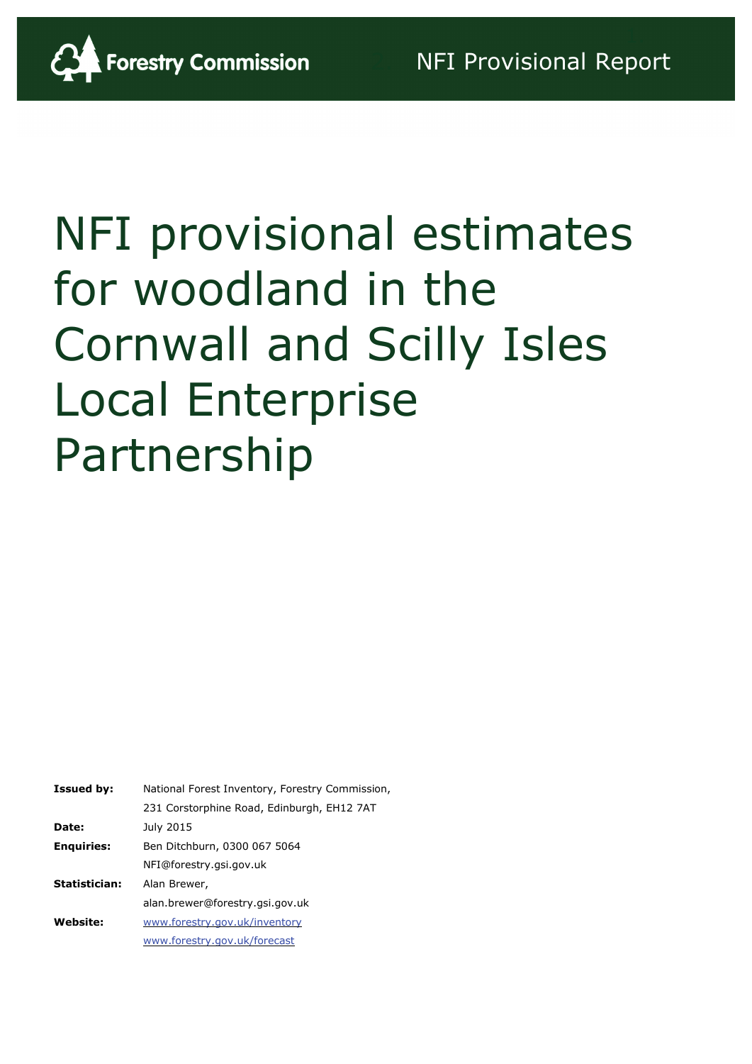Forestry Commission

NFI Provisional Report

# NFI provisional estimates for woodland in the Cornwall and Scilly Isles Local Enterprise Partnership

| | |
|---|---|
| **Issued by:** | National Forest Inventory, Forestry Commission, |
| | 231 Corstorphine Road, Edinburgh, EH12 7AT |
| **Date:** | July 2015 |
| **Enquiries:** | Ben Ditchburn, 0300 067 5064 |
| | NFI@forestry.gsi.gov.uk |
| **Statistician:** | Alan Brewer, |
| | alan.brewer@forestry.gsi.gov.uk |
| **Website:** | www.forestry.gov.uk/inventory |
| | www.forestry.gov.uk/forecast |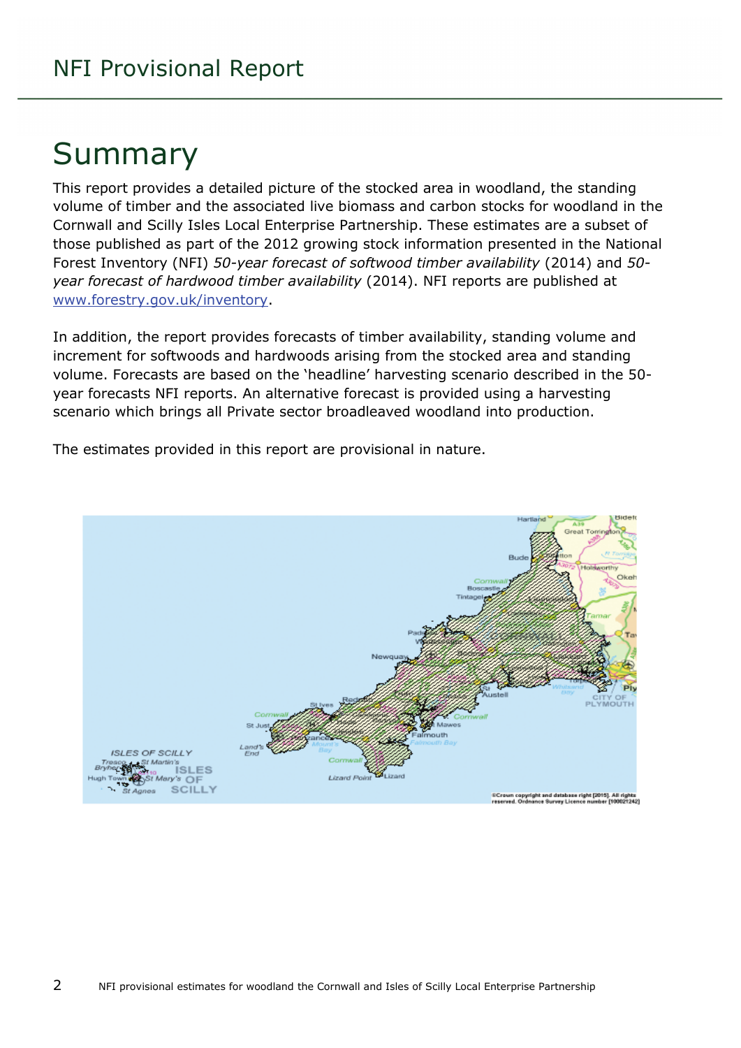# Summary

This report provides a detailed picture of the stocked area in woodland, the standing volume of timber and the associated live biomass and carbon stocks for woodland in the Cornwall and Scilly Isles Local Enterprise Partnership. These estimates are a subset of those published as part of the 2012 growing stock information presented in the National Forest Inventory (NFI) *50-year forecast of softwood timber availability* (2014) and *50-year forecast of hardwood timber availability* (2014). NFI reports are published at www.forestry.gov.uk/inventory.

In addition, the report provides forecasts of timber availability, standing volume and increment for softwoods and hardwoods arising from the stocked area and standing volume. Forecasts are based on the 'headline' harvesting scenario described in the 50-year forecasts NFI reports. An alternative forecast is provided using a harvesting scenario which brings all Private sector broadleaved woodland into production.

The estimates provided in this report are provisional in nature.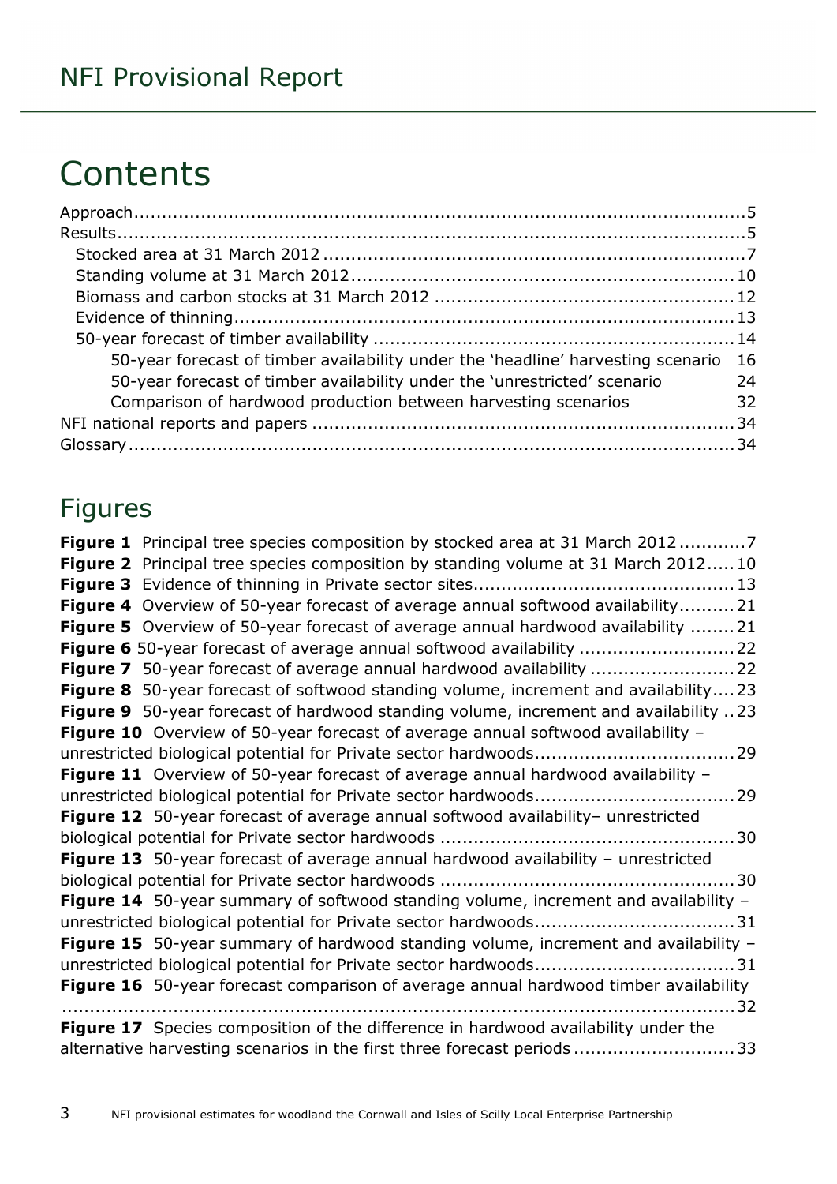# Contents

- Approach ... 5
- Results ... 5
  - Stocked area at 31 March 2012 ... 7
  - Standing volume at 31 March 2012 ... 10
  - Biomass and carbon stocks at 31 March 2012 ... 12
  - Evidence of thinning ... 13
  - 50-year forecast of timber availability ... 14
    - 50-year forecast of timber availability under the 'headline' harvesting scenario 16
    - 50-year forecast of timber availability under the 'unrestricted' scenario 24
    - Comparison of hardwood production between harvesting scenarios 32
- NFI national reports and papers ... 34
- Glossary ... 34

## Figures

**Figure 1** Principal tree species composition by stocked area at 31 March 2012 ... 7

**Figure 2** Principal tree species composition by standing volume at 31 March 2012 ... 10

**Figure 3** Evidence of thinning in Private sector sites ... 13

**Figure 4** Overview of 50-year forecast of average annual softwood availability ... 21

**Figure 5** Overview of 50-year forecast of average annual hardwood availability ... 21

**Figure 6** 50-year forecast of average annual softwood availability ... 22

**Figure 7** 50-year forecast of average annual hardwood availability ... 22

**Figure 8** 50-year forecast of softwood standing volume, increment and availability ... 23

**Figure 9** 50-year forecast of hardwood standing volume, increment and availability ... 23

**Figure 10** Overview of 50-year forecast of average annual softwood availability – unrestricted biological potential for Private sector hardwoods ... 29

**Figure 11** Overview of 50-year forecast of average annual hardwood availability – unrestricted biological potential for Private sector hardwoods ... 29

**Figure 12** 50-year forecast of average annual softwood availability– unrestricted biological potential for Private sector hardwoods ... 30

**Figure 13** 50-year forecast of average annual hardwood availability – unrestricted biological potential for Private sector hardwoods ... 30

**Figure 14** 50-year summary of softwood standing volume, increment and availability – unrestricted biological potential for Private sector hardwoods ... 31

**Figure 15** 50-year summary of hardwood standing volume, increment and availability – unrestricted biological potential for Private sector hardwoods ... 31

**Figure 16** 50-year forecast comparison of average annual hardwood timber availability ... 32

**Figure 17** Species composition of the difference in hardwood availability under the alternative harvesting scenarios in the first three forecast periods ... 33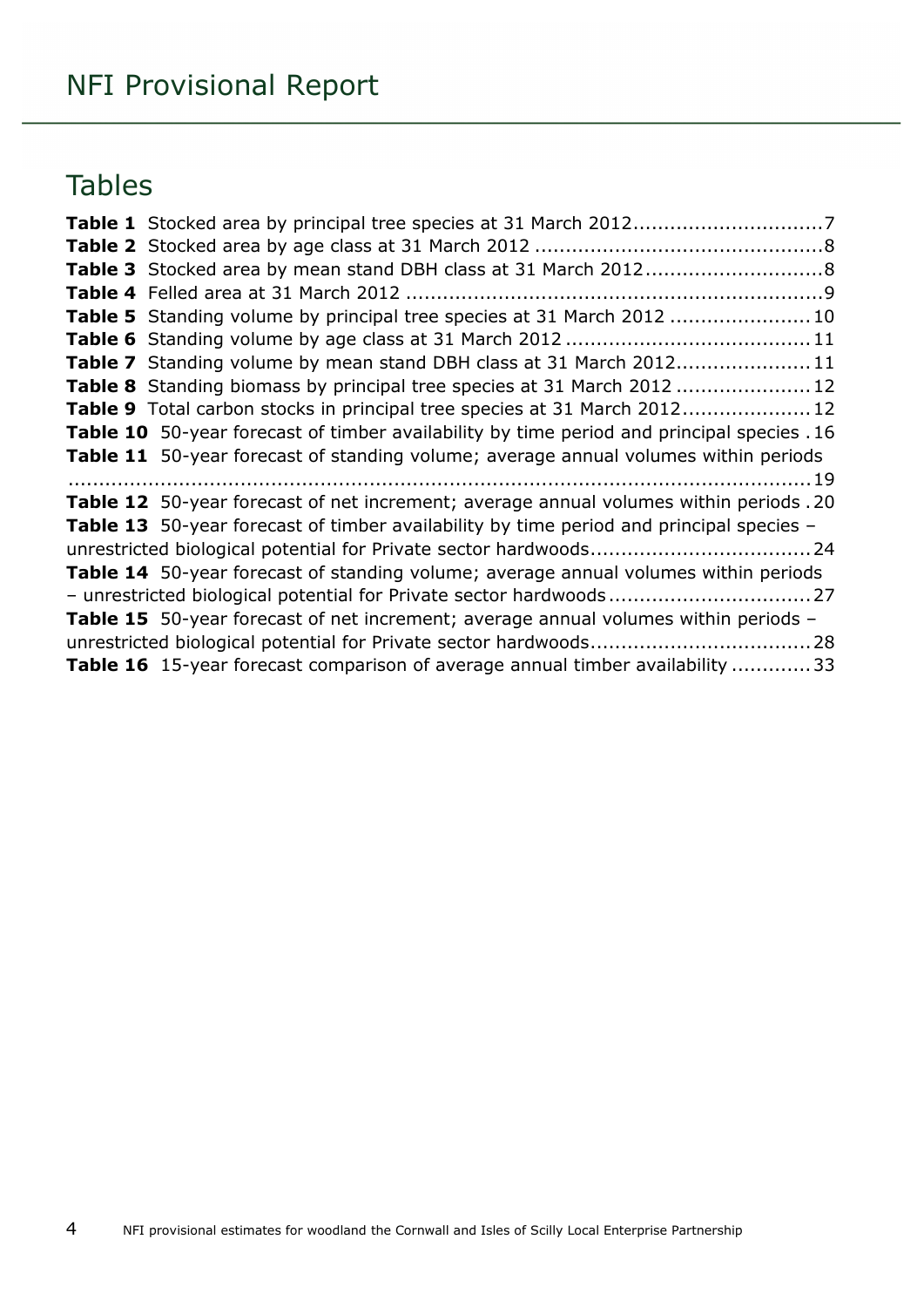# Tables

**Table 1** Stocked area by principal tree species at 31 March 2012 ..............................7
**Table 2** Stocked area by age class at 31 March 2012 ..............................................8
**Table 3** Stocked area by mean stand DBH class at 31 March 2012............................8
**Table 4** Felled area at 31 March 2012 ....................................................................9
**Table 5** Standing volume by principal tree species at 31 March 2012 ......................10
**Table 6** Standing volume by age class at 31 March 2012 .......................................11
**Table 7** Standing volume by mean stand DBH class at 31 March 2012.....................11
**Table 8** Standing biomass by principal tree species at 31 March 2012 .....................12
**Table 9** Total carbon stocks in principal tree species at 31 March 2012....................12
**Table 10** 50-year forecast of timber availability by time period and principal species .16
**Table 11** 50-year forecast of standing volume; average annual volumes within periods ..........................................................................................................................19
**Table 12** 50-year forecast of net increment; average annual volumes within periods .20
**Table 13** 50-year forecast of timber availability by time period and principal species – unrestricted biological potential for Private sector hardwoods...................................24
**Table 14** 50-year forecast of standing volume; average annual volumes within periods – unrestricted biological potential for Private sector hardwoods ................................27
**Table 15** 50-year forecast of net increment; average annual volumes within periods – unrestricted biological potential for Private sector hardwoods...................................28
**Table 16** 15-year forecast comparison of average annual timber availability .............33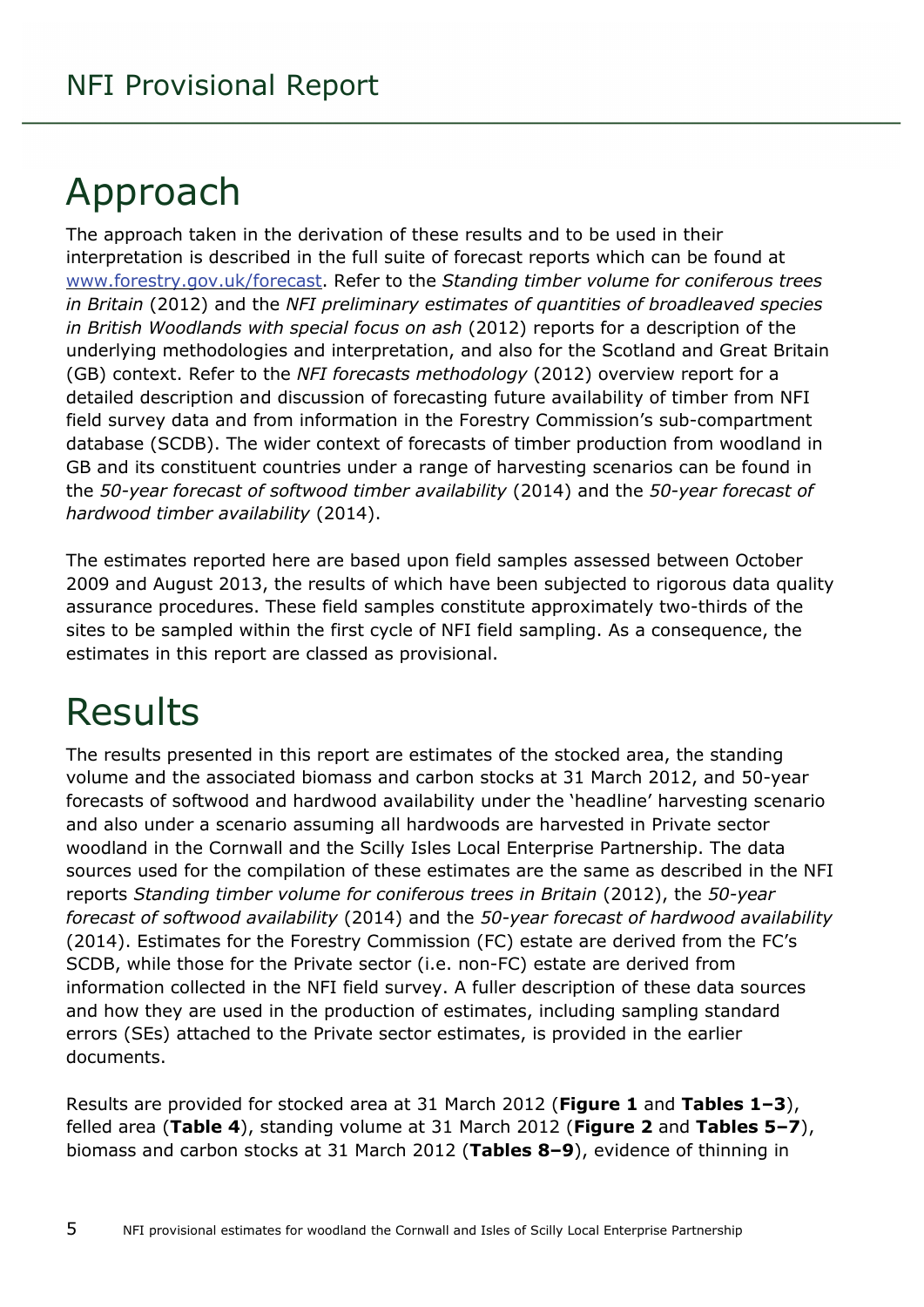# Approach

The approach taken in the derivation of these results and to be used in their interpretation is described in the full suite of forecast reports which can be found at [www.forestry.gov.uk/forecast](www.forestry.gov.uk/forecast). Refer to the *Standing timber volume for coniferous trees in Britain* (2012) and the *NFI preliminary estimates of quantities of broadleaved species in British Woodlands with special focus on ash* (2012) reports for a description of the underlying methodologies and interpretation, and also for the Scotland and Great Britain (GB) context. Refer to the *NFI forecasts methodology* (2012) overview report for a detailed description and discussion of forecasting future availability of timber from NFI field survey data and from information in the Forestry Commission's sub-compartment database (SCDB). The wider context of forecasts of timber production from woodland in GB and its constituent countries under a range of harvesting scenarios can be found in the *50-year forecast of softwood timber availability* (2014) and the *50-year forecast of hardwood timber availability* (2014).

The estimates reported here are based upon field samples assessed between October 2009 and August 2013, the results of which have been subjected to rigorous data quality assurance procedures. These field samples constitute approximately two-thirds of the sites to be sampled within the first cycle of NFI field sampling. As a consequence, the estimates in this report are classed as provisional.

# Results

The results presented in this report are estimates of the stocked area, the standing volume and the associated biomass and carbon stocks at 31 March 2012, and 50-year forecasts of softwood and hardwood availability under the 'headline' harvesting scenario and also under a scenario assuming all hardwoods are harvested in Private sector woodland in the Cornwall and the Scilly Isles Local Enterprise Partnership. The data sources used for the compilation of these estimates are the same as described in the NFI reports *Standing timber volume for coniferous trees in Britain* (2012), the *50-year forecast of softwood availability* (2014) and the *50-year forecast of hardwood availability* (2014). Estimates for the Forestry Commission (FC) estate are derived from the FC's SCDB, while those for the Private sector (i.e. non-FC) estate are derived from information collected in the NFI field survey. A fuller description of these data sources and how they are used in the production of estimates, including sampling standard errors (SEs) attached to the Private sector estimates, is provided in the earlier documents.

Results are provided for stocked area at 31 March 2012 (**Figure 1** and **Tables 1–3**), felled area (**Table 4**), standing volume at 31 March 2012 (**Figure 2** and **Tables 5–7**), biomass and carbon stocks at 31 March 2012 (**Tables 8–9**), evidence of thinning in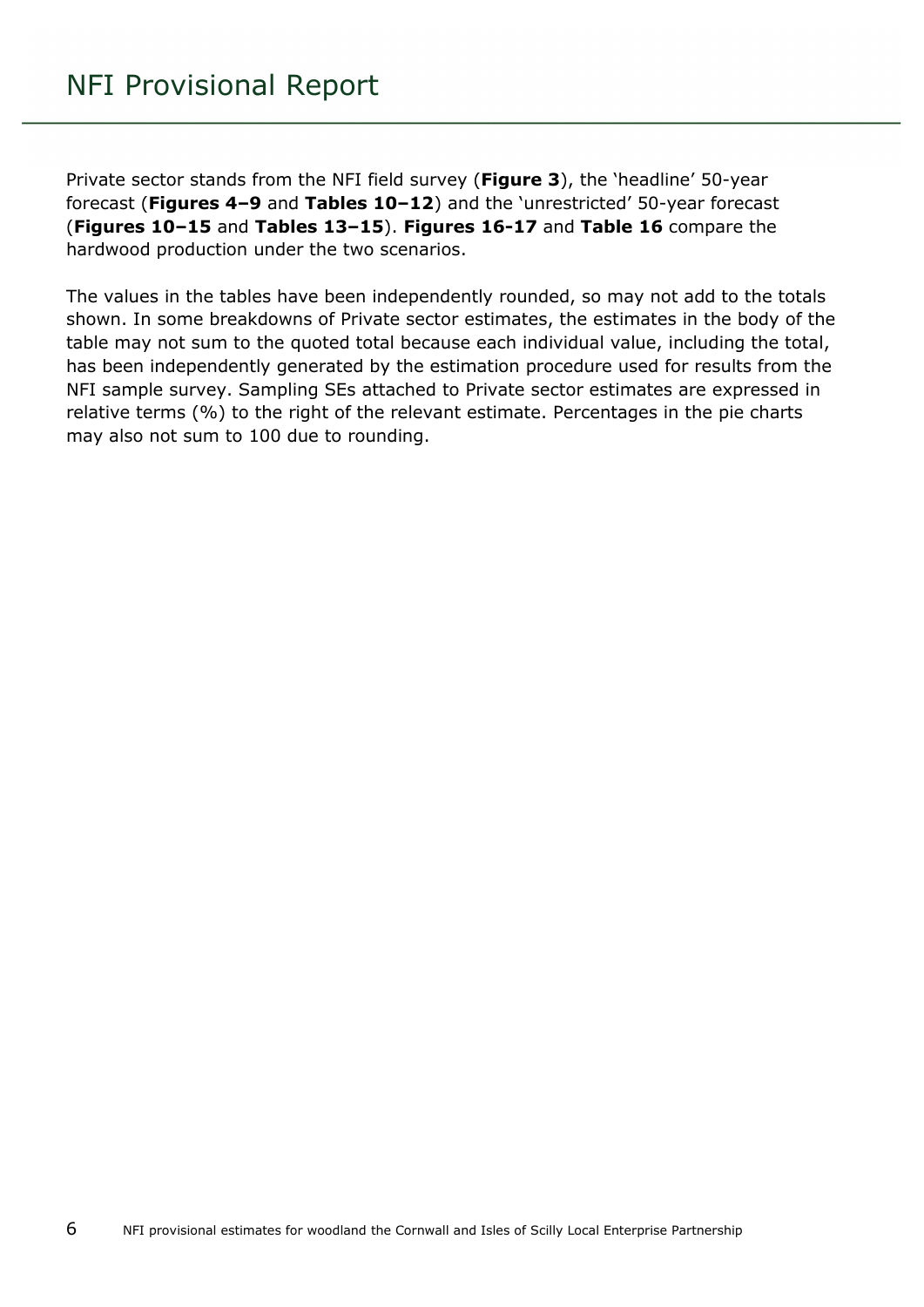Private sector stands from the NFI field survey (**Figure 3**), the 'headline' 50-year forecast (**Figures 4–9** and **Tables 10–12**) and the 'unrestricted' 50-year forecast (**Figures 10–15** and **Tables 13–15**). **Figures 16-17** and **Table 16** compare the hardwood production under the two scenarios.

The values in the tables have been independently rounded, so may not add to the totals shown. In some breakdowns of Private sector estimates, the estimates in the body of the table may not sum to the quoted total because each individual value, including the total, has been independently generated by the estimation procedure used for results from the NFI sample survey. Sampling SEs attached to Private sector estimates are expressed in relative terms (%) to the right of the relevant estimate. Percentages in the pie charts may also not sum to 100 due to rounding.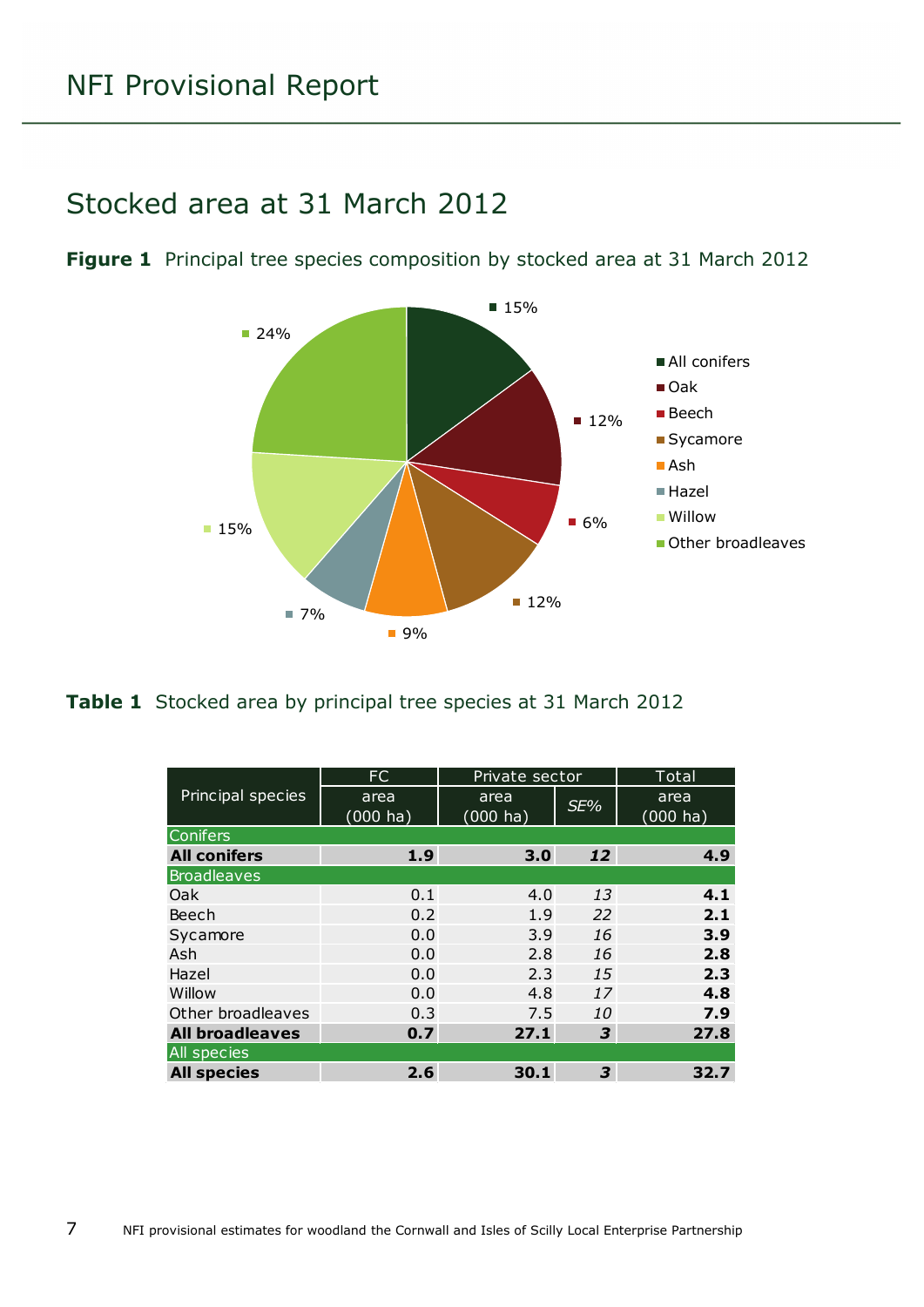## Stocked area at 31 March 2012

**Figure 1** Principal tree species composition by stocked area at 31 March 2012

**Table 1** Stocked area by principal tree species at 31 March 2012

| Principal species | FC | Private sector | | Total |
|---|---|---|---|---|
| | area (000 ha) | area (000 ha) | *SE%* | area (000 ha) |
| Conifers | | | | |
| **All conifers** | **1.9** | **3.0** | ***12*** | **4.9** |
| Broadleaves | | | | |
| Oak | 0.1 | 4.0 | *13* | **4.1** |
| Beech | 0.2 | 1.9 | *22* | **2.1** |
| Sycamore | 0.0 | 3.9 | *16* | **3.9** |
| Ash | 0.0 | 2.8 | *16* | **2.8** |
| Hazel | 0.0 | 2.3 | *15* | **2.3** |
| Willow | 0.0 | 4.8 | *17* | **4.8** |
| Other broadleaves | 0.3 | 7.5 | *10* | **7.9** |
| **All broadleaves** | **0.7** | **27.1** | ***3*** | **27.8** |
| All species | | | | |
| **All species** | **2.6** | **30.1** | ***3*** | **32.7** |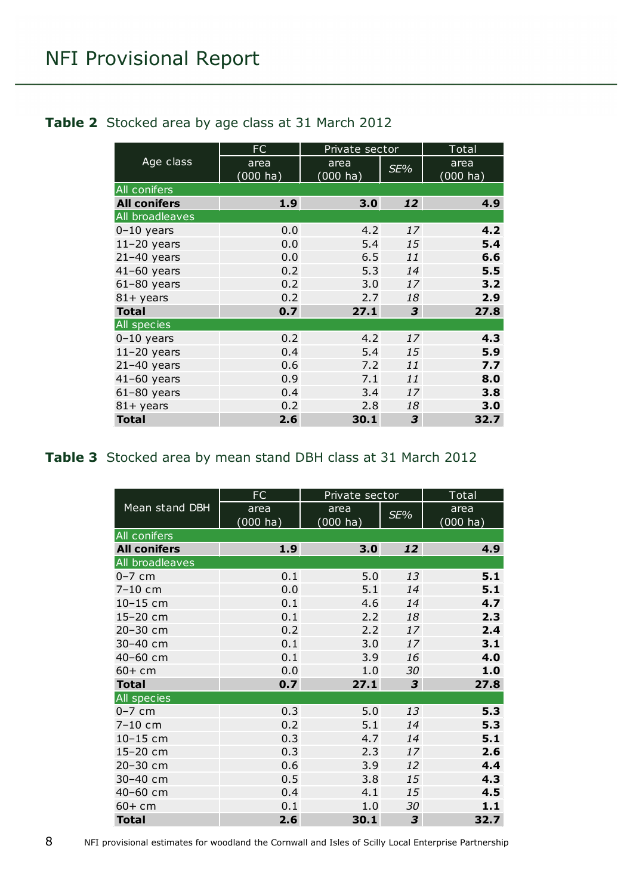**Table 2** Stocked area by age class at 31 March 2012

| Age class | FC | Private sector | | Total |
|---|---|---|---|---|
| | area (000 ha) | area (000 ha) | *SE%* | area (000 ha) |
| All conifers | | | | |
| **All conifers** | **1.9** | **3.0** | ***12*** | **4.9** |
| All broadleaves | | | | |
| 0–10 years | 0.0 | 4.2 | *17* | **4.2** |
| 11–20 years | 0.0 | 5.4 | *15* | **5.4** |
| 21–40 years | 0.0 | 6.5 | *11* | **6.6** |
| 41–60 years | 0.2 | 5.3 | *14* | **5.5** |
| 61–80 years | 0.2 | 3.0 | *17* | **3.2** |
| 81+ years | 0.2 | 2.7 | *18* | **2.9** |
| **Total** | **0.7** | **27.1** | ***3*** | **27.8** |
| All species | | | | |
| 0–10 years | 0.2 | 4.2 | *17* | **4.3** |
| 11–20 years | 0.4 | 5.4 | *15* | **5.9** |
| 21–40 years | 0.6 | 7.2 | *11* | **7.7** |
| 41–60 years | 0.9 | 7.1 | *11* | **8.0** |
| 61–80 years | 0.4 | 3.4 | *17* | **3.8** |
| 81+ years | 0.2 | 2.8 | *18* | **3.0** |
| **Total** | **2.6** | **30.1** | ***3*** | **32.7** |

**Table 3** Stocked area by mean stand DBH class at 31 March 2012

| Mean stand DBH | FC | Private sector | | Total |
|---|---|---|---|---|
| | area (000 ha) | area (000 ha) | *SE%* | area (000 ha) |
| All conifers | | | | |
| **All conifers** | **1.9** | **3.0** | ***12*** | **4.9** |
| All broadleaves | | | | |
| 0–7 cm | 0.1 | 5.0 | *13* | **5.1** |
| 7–10 cm | 0.0 | 5.1 | *14* | **5.1** |
| 10–15 cm | 0.1 | 4.6 | *14* | **4.7** |
| 15–20 cm | 0.1 | 2.2 | *18* | **2.3** |
| 20–30 cm | 0.2 | 2.2 | *17* | **2.4** |
| 30–40 cm | 0.1 | 3.0 | *17* | **3.1** |
| 40–60 cm | 0.1 | 3.9 | *16* | **4.0** |
| 60+ cm | 0.0 | 1.0 | *30* | **1.0** |
| **Total** | **0.7** | **27.1** | ***3*** | **27.8** |
| All species | | | | |
| 0–7 cm | 0.3 | 5.0 | *13* | **5.3** |
| 7–10 cm | 0.2 | 5.1 | *14* | **5.3** |
| 10–15 cm | 0.3 | 4.7 | *14* | **5.1** |
| 15–20 cm | 0.3 | 2.3 | *17* | **2.6** |
| 20–30 cm | 0.6 | 3.9 | *12* | **4.4** |
| 30–40 cm | 0.5 | 3.8 | *15* | **4.3** |
| 40–60 cm | 0.4 | 4.1 | *15* | **4.5** |
| 60+ cm | 0.1 | 1.0 | *30* | **1.1** |
| **Total** | **2.6** | **30.1** | ***3*** | **32.7** |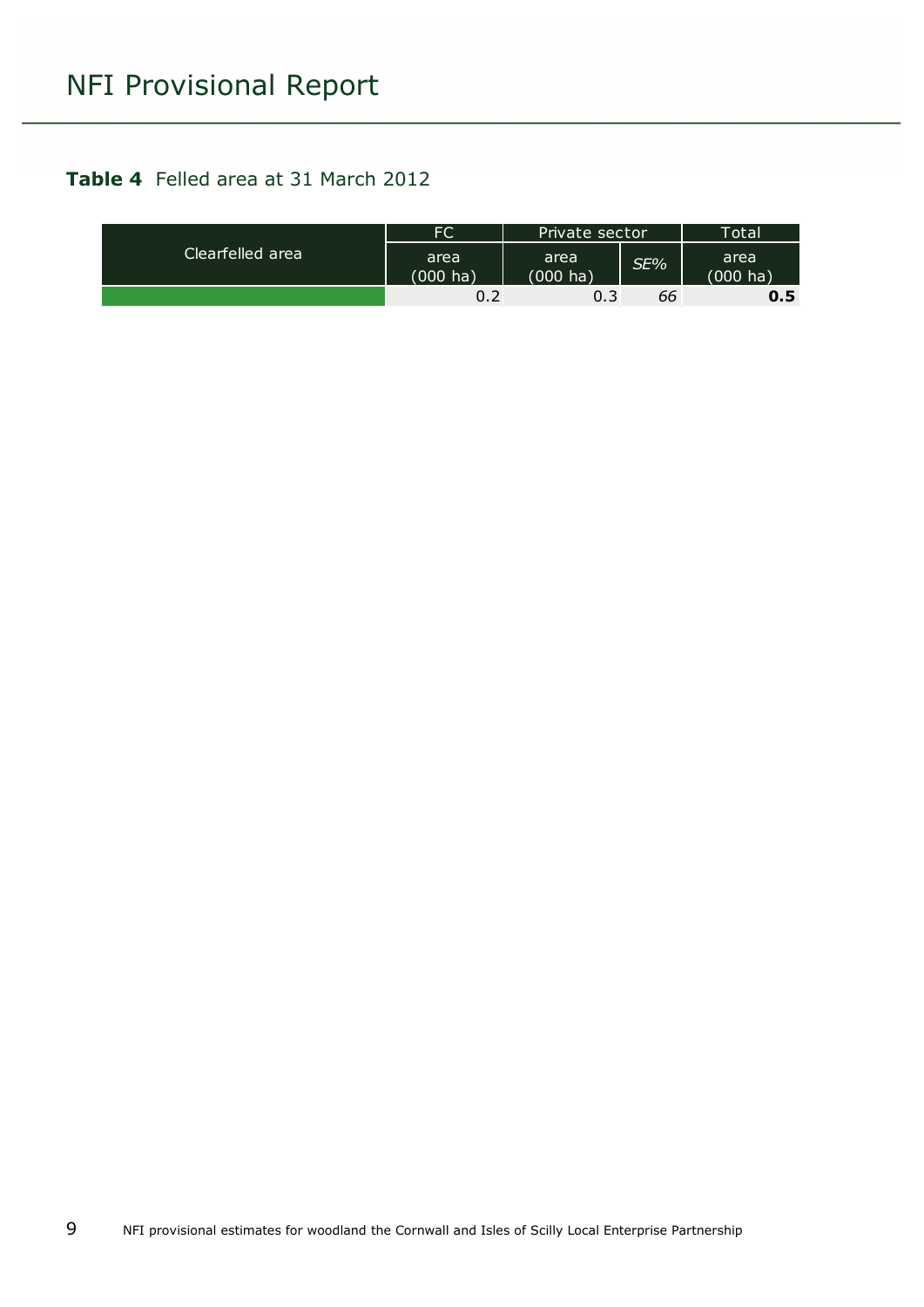**Table 4** Felled area at 31 March 2012

| Clearfelled area | FC | Private sector | | Total |
|---|---|---|---|---|
| | area (000 ha) | area (000 ha) | *SE%* | area (000 ha) |
| | 0.2 | 0.3 | *66* | **0.5** |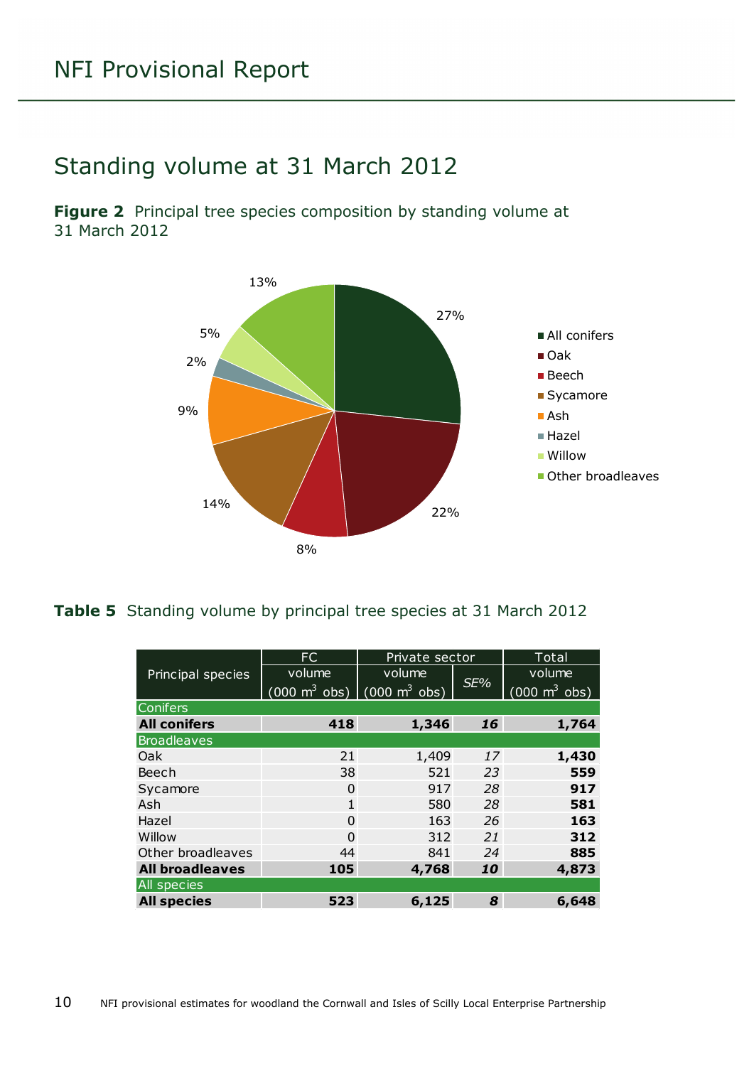# NFI Provisional Report

## Standing volume at 31 March 2012

**Figure 2** Principal tree species composition by standing volume at 31 March 2012

**Table 5** Standing volume by principal tree species at 31 March 2012

| Principal species | FC | Private sector | | Total |
|---|---|---|---|---|
| | volume (000 $m^3$ obs) | volume (000 $m^3$ obs) | *SE%* | volume (000 $m^3$ obs) |
| Conifers | | | | |
| **All conifers** | **418** | **1,346** | ***16*** | **1,764** |
| Broadleaves | | | | |
| Oak | 21 | 1,409 | *17* | **1,430** |
| Beech | 38 | 521 | *23* | **559** |
| Sycamore | 0 | 917 | *28* | **917** |
| Ash | 1 | 580 | *28* | **581** |
| Hazel | 0 | 163 | *26* | **163** |
| Willow | 0 | 312 | *21* | **312** |
| Other broadleaves | 44 | 841 | *24* | **885** |
| **All broadleaves** | **105** | **4,768** | ***10*** | **4,873** |
| All species | | | | |
| **All species** | **523** | **6,125** | ***8*** | **6,648** |

NFI provisional estimates for woodland the Cornwall and Isles of Scilly Local Enterprise Partnership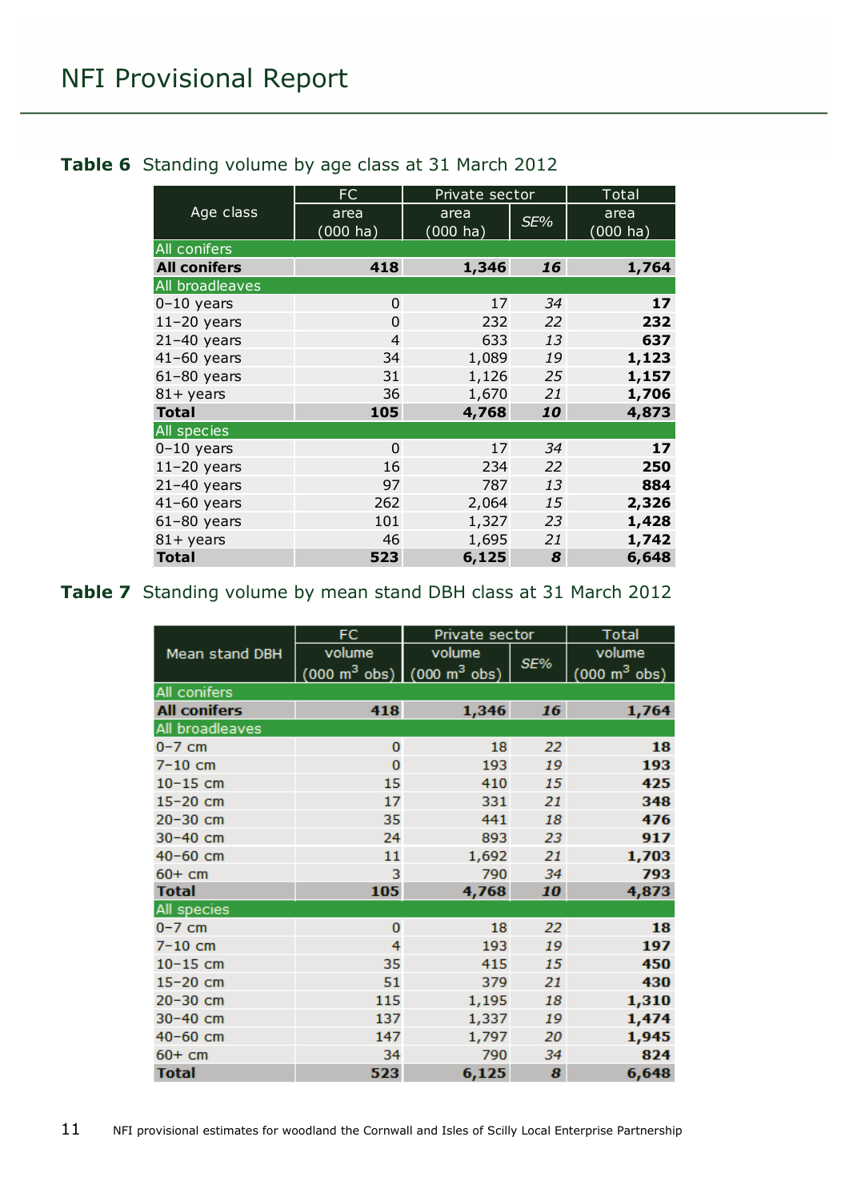**Table 6** Standing volume by age class at 31 March 2012

| Age class | FC | Private sector | | Total |
|---|---|---|---|---|
| | area (000 ha) | area (000 ha) | SE% | area (000 ha) |
| **All conifers** | | | | |
| **All conifers** | **418** | **1,346** | ***16*** | **1,764** |
| **All broadleaves** | | | | |
| 0–10 years | 0 | 17 | *34* | **17** |
| 11–20 years | 0 | 232 | *22* | **232** |
| 21–40 years | 4 | 633 | *13* | **637** |
| 41–60 years | 34 | 1,089 | *19* | **1,123** |
| 61–80 years | 31 | 1,126 | *25* | **1,157** |
| 81+ years | 36 | 1,670 | *21* | **1,706** |
| **Total** | **105** | **4,768** | ***10*** | **4,873** |
| **All species** | | | | |
| 0–10 years | 0 | 17 | *34* | **17** |
| 11–20 years | 16 | 234 | *22* | **250** |
| 21–40 years | 97 | 787 | *13* | **884** |
| 41–60 years | 262 | 2,064 | *15* | **2,326** |
| 61–80 years | 101 | 1,327 | *23* | **1,428** |
| 81+ years | 46 | 1,695 | *21* | **1,742** |
| **Total** | **523** | **6,125** | ***8*** | **6,648** |

**Table 7** Standing volume by mean stand DBH class at 31 March 2012

| Mean stand DBH | FC | Private sector | | Total |
|---|---|---|---|---|
| | volume (000 $m^3$ obs) | volume (000 $m^3$ obs) | SE% | volume (000 $m^3$ obs) |
| **All conifers** | | | | |
| **All conifers** | **418** | **1,346** | ***16*** | **1,764** |
| **All broadleaves** | | | | |
| 0–7 cm | 0 | 18 | *22* | **18** |
| 7–10 cm | 0 | 193 | *19* | **193** |
| 10–15 cm | 15 | 410 | *15* | **425** |
| 15–20 cm | 17 | 331 | *21* | **348** |
| 20–30 cm | 35 | 441 | *18* | **476** |
| 30–40 cm | 24 | 893 | *23* | **917** |
| 40–60 cm | 11 | 1,692 | *21* | **1,703** |
| 60+ cm | 3 | 790 | *34* | **793** |
| **Total** | **105** | **4,768** | ***10*** | **4,873** |
| **All species** | | | | |
| 0–7 cm | 0 | 18 | *22* | **18** |
| 7–10 cm | 4 | 193 | *19* | **197** |
| 10–15 cm | 35 | 415 | *15* | **450** |
| 15–20 cm | 51 | 379 | *21* | **430** |
| 20–30 cm | 115 | 1,195 | *18* | **1,310** |
| 30–40 cm | 137 | 1,337 | *19* | **1,474** |
| 40–60 cm | 147 | 1,797 | *20* | **1,945** |
| 60+ cm | 34 | 790 | *34* | **824** |
| **Total** | **523** | **6,125** | ***8*** | **6,648** |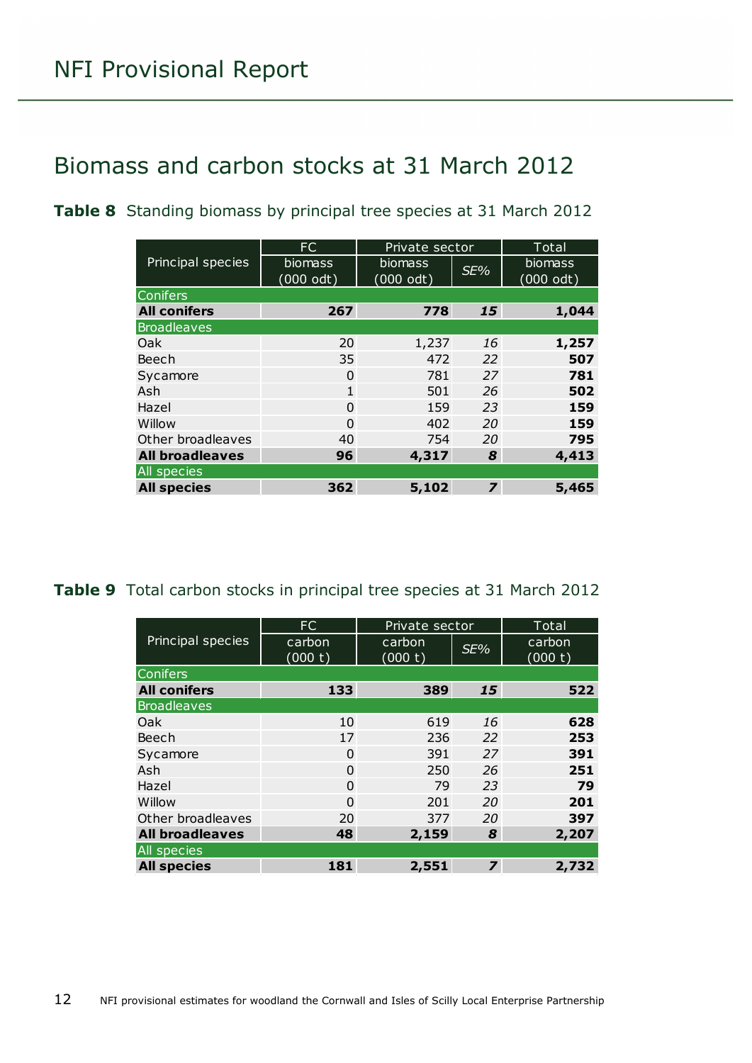## Biomass and carbon stocks at 31 March 2012

**Table 8** Standing biomass by principal tree species at 31 March 2012

| Principal species | FC | Private sector | | Total |
|---|---|---|---|---|
| | biomass (000 odt) | biomass (000 odt) | *SE%* | biomass (000 odt) |
| Conifers | | | | |
| **All conifers** | **267** | **778** | ***15*** | **1,044** |
| Broadleaves | | | | |
| Oak | 20 | 1,237 | *16* | **1,257** |
| Beech | 35 | 472 | *22* | **507** |
| Sycamore | 0 | 781 | *27* | **781** |
| Ash | 1 | 501 | *26* | **502** |
| Hazel | 0 | 159 | *23* | **159** |
| Willow | 0 | 402 | *20* | **159** |
| Other broadleaves | 40 | 754 | *20* | **795** |
| **All broadleaves** | **96** | **4,317** | ***8*** | **4,413** |
| All species | | | | |
| **All species** | **362** | **5,102** | ***7*** | **5,465** |

**Table 9** Total carbon stocks in principal tree species at 31 March 2012

| Principal species | FC | Private sector | | Total |
|---|---|---|---|---|
| | carbon (000 t) | carbon (000 t) | *SE%* | carbon (000 t) |
| Conifers | | | | |
| **All conifers** | **133** | **389** | ***15*** | **522** |
| Broadleaves | | | | |
| Oak | 10 | 619 | *16* | **628** |
| Beech | 17 | 236 | *22* | **253** |
| Sycamore | 0 | 391 | *27* | **391** |
| Ash | 0 | 250 | *26* | **251** |
| Hazel | 0 | 79 | *23* | **79** |
| Willow | 0 | 201 | *20* | **201** |
| Other broadleaves | 20 | 377 | *20* | **397** |
| **All broadleaves** | **48** | **2,159** | ***8*** | **2,207** |
| All species | | | | |
| **All species** | **181** | **2,551** | ***7*** | **2,732** |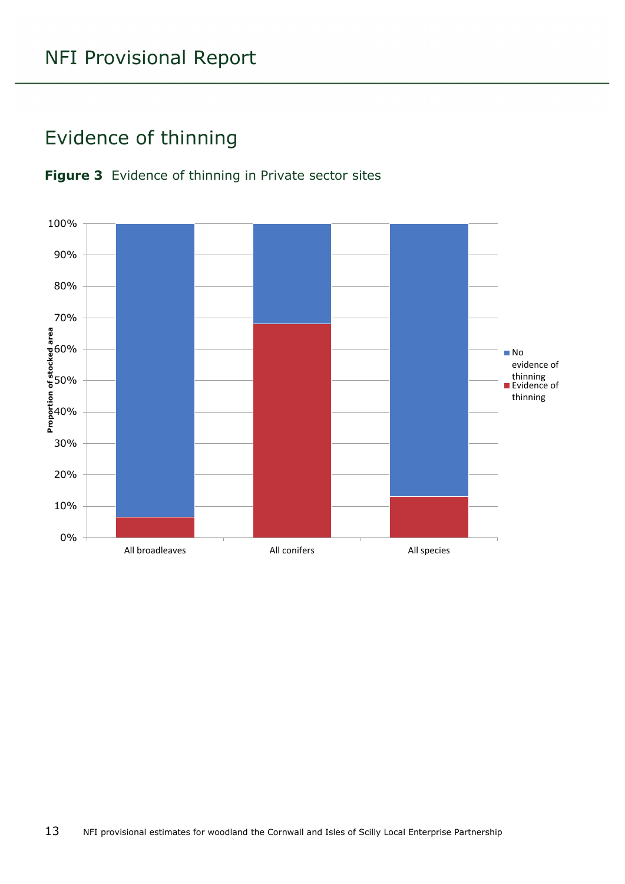## Evidence of thinning

**Figure 3** Evidence of thinning in Private sector sites

Proportion of stocked area

100%
90%
80%
70%
60%
50%
40%
30%
20%
10%
0%

All broadleaves
All conifers
All species

No evidence of thinning
Evidence of thinning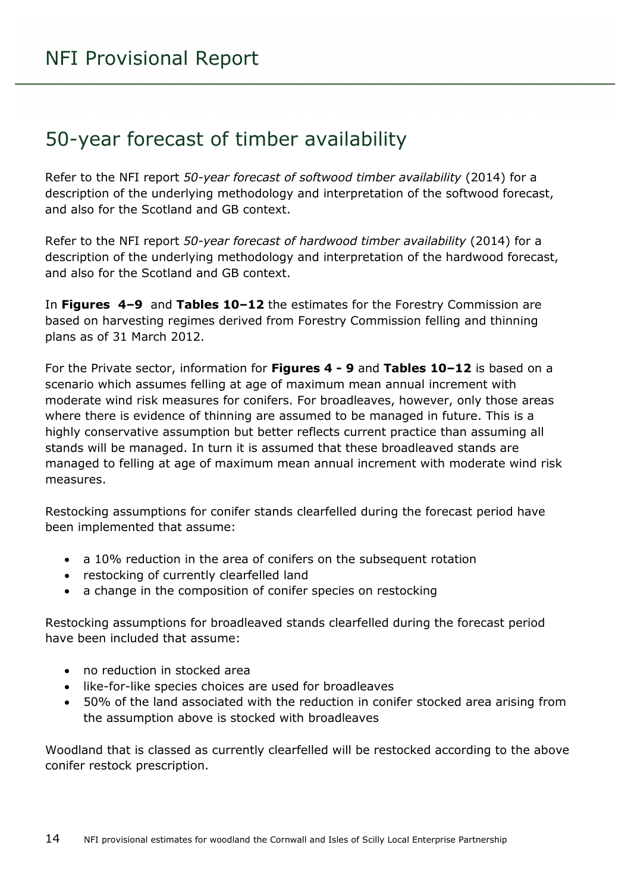# 50-year forecast of timber availability

Refer to the NFI report *50-year forecast of softwood timber availability* (2014) for a description of the underlying methodology and interpretation of the softwood forecast, and also for the Scotland and GB context.

Refer to the NFI report *50-year forecast of hardwood timber availability* (2014) for a description of the underlying methodology and interpretation of the hardwood forecast, and also for the Scotland and GB context.

In **Figures 4–9** and **Tables 10–12** the estimates for the Forestry Commission are based on harvesting regimes derived from Forestry Commission felling and thinning plans as of 31 March 2012.

For the Private sector, information for **Figures 4 - 9** and **Tables 10–12** is based on a scenario which assumes felling at age of maximum mean annual increment with moderate wind risk measures for conifers. For broadleaves, however, only those areas where there is evidence of thinning are assumed to be managed in future. This is a highly conservative assumption but better reflects current practice than assuming all stands will be managed. In turn it is assumed that these broadleaved stands are managed to felling at age of maximum mean annual increment with moderate wind risk measures.

Restocking assumptions for conifer stands clearfelled during the forecast period have been implemented that assume:

- a 10% reduction in the area of conifers on the subsequent rotation
- restocking of currently clearfelled land
- a change in the composition of conifer species on restocking

Restocking assumptions for broadleaved stands clearfelled during the forecast period have been included that assume:

- no reduction in stocked area
- like-for-like species choices are used for broadleaves
- 50% of the land associated with the reduction in conifer stocked area arising from the assumption above is stocked with broadleaves

Woodland that is classed as currently clearfelled will be restocked according to the above conifer restock prescription.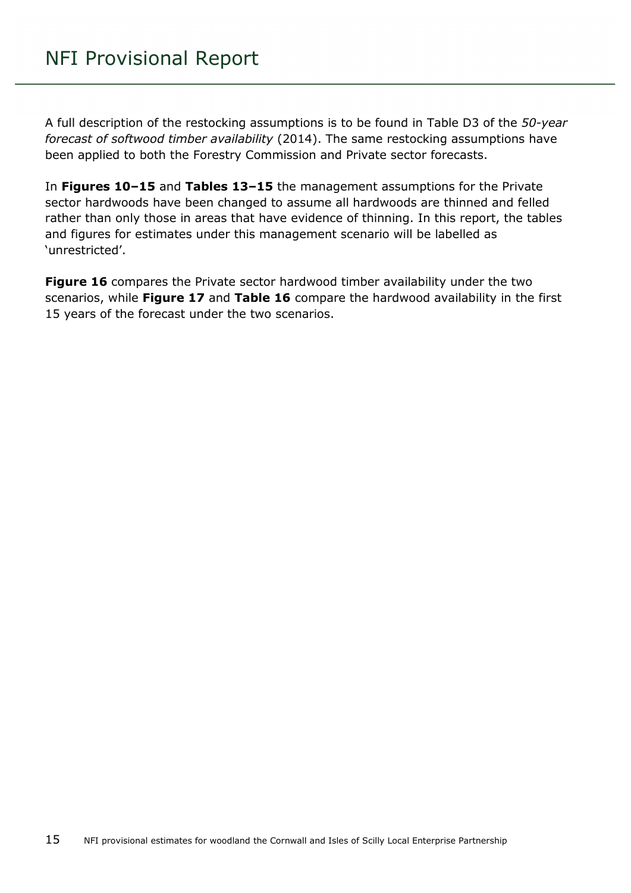A full description of the restocking assumptions is to be found in Table D3 of the *50-year forecast of softwood timber availability* (2014). The same restocking assumptions have been applied to both the Forestry Commission and Private sector forecasts.

In **Figures 10–15** and **Tables 13–15** the management assumptions for the Private sector hardwoods have been changed to assume all hardwoods are thinned and felled rather than only those in areas that have evidence of thinning. In this report, the tables and figures for estimates under this management scenario will be labelled as 'unrestricted'.

**Figure 16** compares the Private sector hardwood timber availability under the two scenarios, while **Figure 17** and **Table 16** compare the hardwood availability in the first 15 years of the forecast under the two scenarios.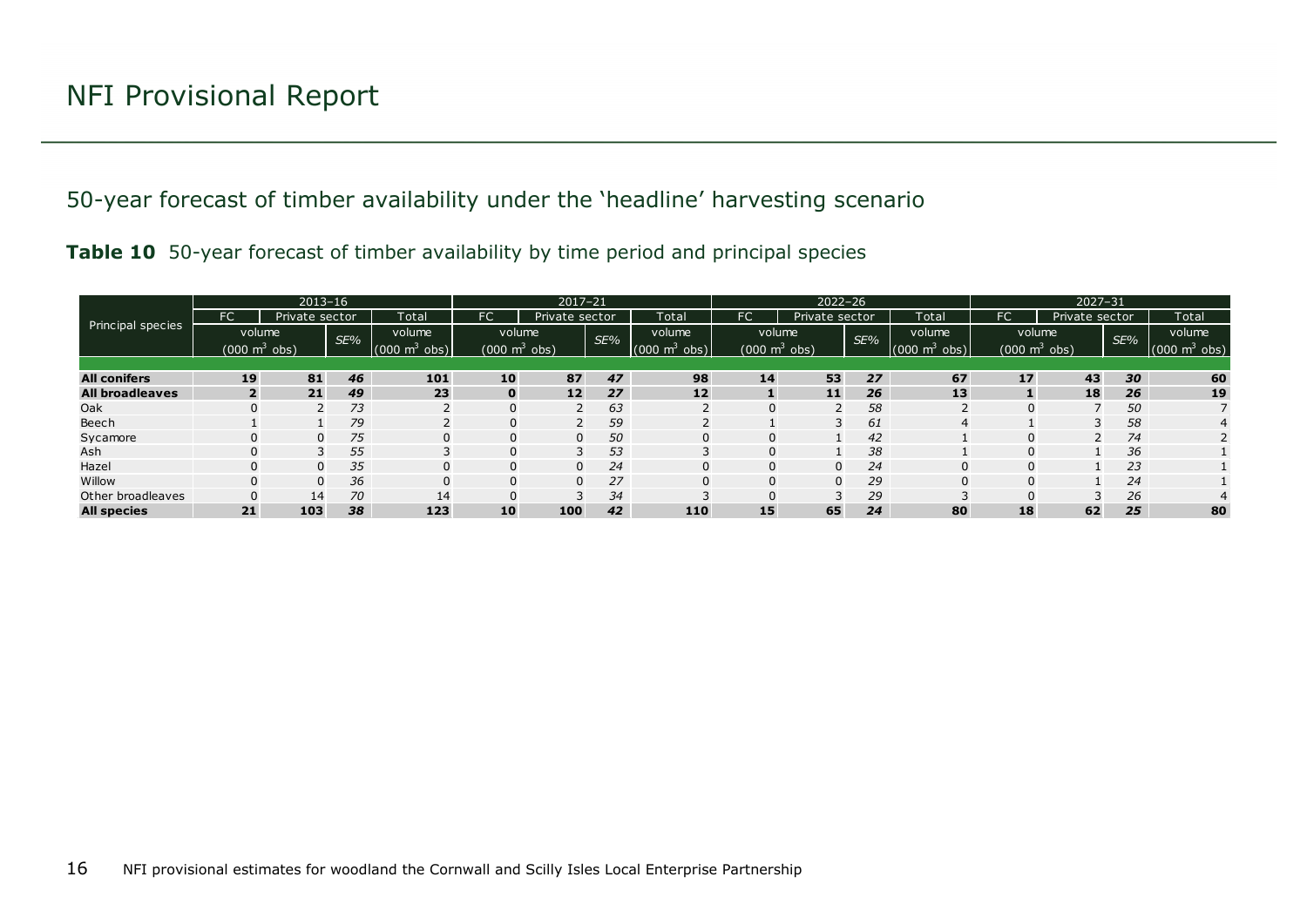# NFI Provisional Report

## 50-year forecast of timber availability under the 'headline' harvesting scenario

**Table 10** 50-year forecast of timber availability by time period and principal species

| Principal species | 2013–16 | | | | 2017–21 | | | | 2022–26 | | | | 2027–31 | | | |
|---|---|---|---|---|---|---|---|---|---|---|---|---|---|---|---|---|
| | FC | Private sector | | Total | FC | Private sector | | Total | FC | Private sector | | Total | FC | Private sector | | Total |
| | volume (000 $m^3$ obs) | | *SE%* | volume (000 $m^3$ obs) | volume (000 $m^3$ obs) | | *SE%* | volume (000 $m^3$ obs) | volume (000 $m^3$ obs) | | *SE%* | volume (000 $m^3$ obs) | volume (000 $m^3$ obs) | | *SE%* | volume (000 $m^3$ obs) |
| **All conifers** | **19** | **81** | ***46*** | **101** | **10** | **87** | ***47*** | **98** | **14** | **53** | ***27*** | **67** | **17** | **43** | ***30*** | **60** |
| **All broadleaves** | **2** | **21** | ***49*** | **23** | **0** | **12** | ***27*** | **12** | **1** | **11** | ***26*** | **13** | **1** | **18** | ***26*** | **19** |
| Oak | 0 | 2 | *73* | 2 | 0 | 2 | *63* | 2 | 0 | 2 | *58* | 2 | 0 | 7 | *50* | 7 |
| Beech | 1 | 1 | *79* | 2 | 0 | 2 | *59* | 2 | 1 | 3 | *61* | 4 | 1 | 3 | *58* | 4 |
| Sycamore | 0 | 0 | *75* | 0 | 0 | 0 | *50* | 0 | 0 | 1 | *42* | 1 | 0 | 2 | *74* | 2 |
| Ash | 0 | 3 | *55* | 3 | 0 | 3 | *53* | 3 | 0 | 1 | *38* | 1 | 0 | 1 | *36* | 1 |
| Hazel | 0 | 0 | *35* | 0 | 0 | 0 | *24* | 0 | 0 | 0 | *24* | 0 | 0 | 1 | *23* | 1 |
| Willow | 0 | 0 | *36* | 0 | 0 | 0 | *27* | 0 | 0 | 0 | *29* | 0 | 0 | 1 | *24* | 1 |
| Other broadleaves | 0 | 14 | *70* | 14 | 0 | 3 | *34* | 3 | 0 | 3 | *29* | 3 | 0 | 3 | *26* | 4 |
| **All species** | **21** | **103** | ***38*** | **123** | **10** | **100** | ***42*** | **110** | **15** | **65** | ***24*** | **80** | **18** | **62** | ***25*** | **80** |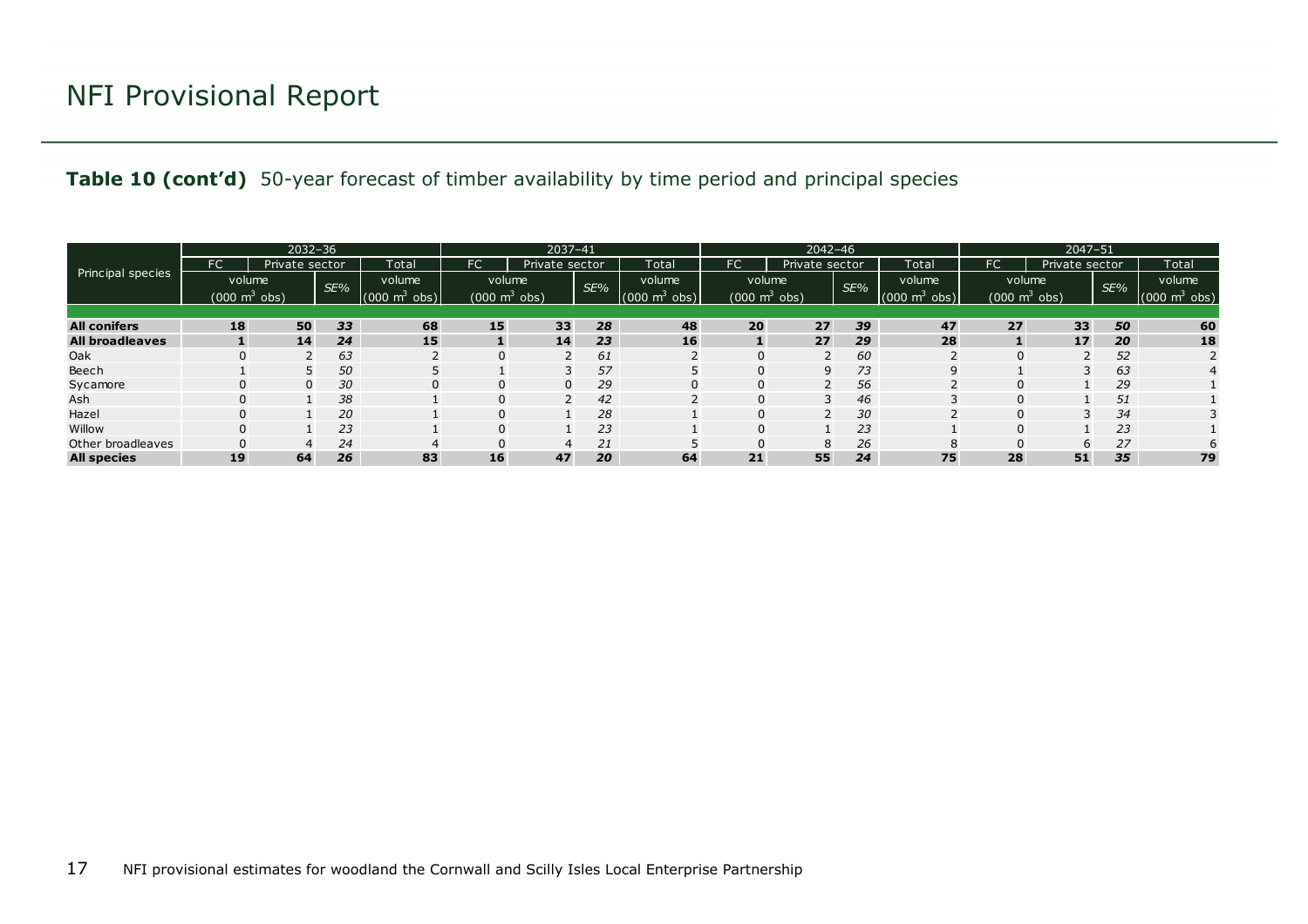# NFI Provisional Report

**Table 10 (cont'd)** 50-year forecast of timber availability by time period and principal species

| Principal species | 2032–36 | | | | 2037–41 | | | | 2042–46 | | | | 2047–51 | | | |
|---|---|---|---|---|---|---|---|---|---|---|---|---|---|---|---|---|
| | FC | Private sector | | Total | FC | Private sector | | Total | FC | Private sector | | Total | FC | Private sector | | Total |
| | volume ($000\ m^3$ obs) | | *SE%* | volume ($000\ m^3$ obs) | volume ($000\ m^3$ obs) | | *SE%* | volume ($000\ m^3$ obs) | volume ($000\ m^3$ obs) | | *SE%* | volume ($000\ m^3$ obs) | volume ($000\ m^3$ obs) | | *SE%* | volume ($000\ m^3$ obs) |
| **All conifers** | **18** | **50** | ***33*** | **68** | **15** | **33** | ***28*** | **48** | **20** | **27** | ***39*** | **47** | **27** | **33** | ***50*** | **60** |
| **All broadleaves** | **1** | **14** | ***24*** | **15** | **1** | **14** | ***23*** | **16** | **1** | **27** | ***29*** | **28** | **1** | **17** | ***20*** | **18** |
| Oak | 0 | 2 | *63* | 2 | 0 | 2 | *61* | 2 | 0 | 2 | *60* | 2 | 0 | 2 | *52* | 2 |
| Beech | 1 | 5 | *50* | 5 | 1 | 3 | *57* | 5 | 0 | 9 | *73* | 9 | 1 | 3 | *63* | 4 |
| Sycamore | 0 | 0 | *30* | 0 | 0 | 0 | *29* | 0 | 0 | 2 | *56* | 2 | 0 | 1 | *29* | 1 |
| Ash | 0 | 1 | *38* | 1 | 0 | 2 | *42* | 2 | 0 | 3 | *46* | 3 | 0 | 1 | *51* | 1 |
| Hazel | 0 | 1 | *20* | 1 | 0 | 1 | *28* | 1 | 0 | 2 | *30* | 2 | 0 | 3 | *34* | 3 |
| Willow | 0 | 1 | *23* | 1 | 0 | 1 | *23* | 1 | 0 | 1 | *23* | 1 | 0 | 1 | *23* | 1 |
| Other broadleaves | 0 | 4 | *24* | 4 | 0 | 4 | *21* | 5 | 0 | 8 | *26* | 8 | 0 | 6 | *27* | 6 |
| **All species** | **19** | **64** | ***26*** | **83** | **16** | **47** | ***20*** | **64** | **21** | **55** | ***24*** | **75** | **28** | **51** | ***35*** | **79** |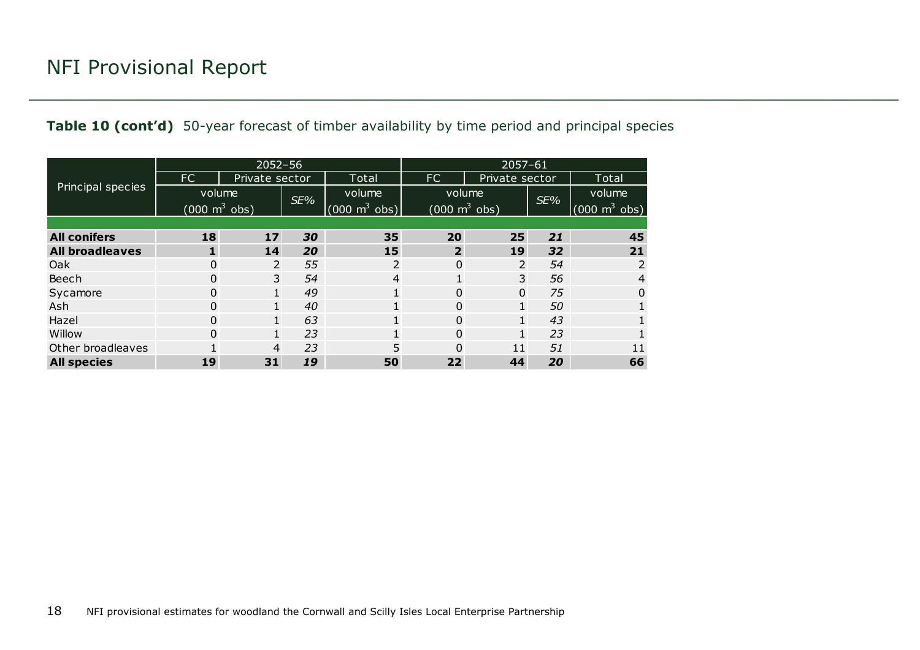# NFI Provisional Report

**Table 10 (cont'd)** 50-year forecast of timber availability by time period and principal species

| Principal species | 2052–56 | | | | 2057–61 | | | |
|---|---|---|---|---|---|---|---|---|
| | FC | Private sector | | Total | FC | Private sector | | Total |
| | volume (000 $m^3$ obs) | | *SE%* | volume (000 $m^3$ obs) | volume (000 $m^3$ obs) | | *SE%* | volume (000 $m^3$ obs) |
| **All conifers** | **18** | **17** | ***30*** | **35** | **20** | **25** | ***21*** | **45** |
| **All broadleaves** | **1** | **14** | ***20*** | **15** | **2** | **19** | ***32*** | **21** |
| Oak | 0 | 2 | *55* | 2 | 0 | 2 | *54* | 2 |
| Beech | 0 | 3 | *54* | 4 | 1 | 3 | *56* | 4 |
| Sycamore | 0 | 1 | *49* | 1 | 0 | 0 | *75* | 0 |
| Ash | 0 | 1 | *40* | 1 | 0 | 1 | *50* | 1 |
| Hazel | 0 | 1 | *63* | 1 | 0 | 1 | *43* | 1 |
| Willow | 0 | 1 | *23* | 1 | 0 | 1 | *23* | 1 |
| Other broadleaves | 1 | 4 | *23* | 5 | 0 | 11 | *51* | 11 |
| **All species** | **19** | **31** | ***19*** | **50** | **22** | **44** | ***20*** | **66** |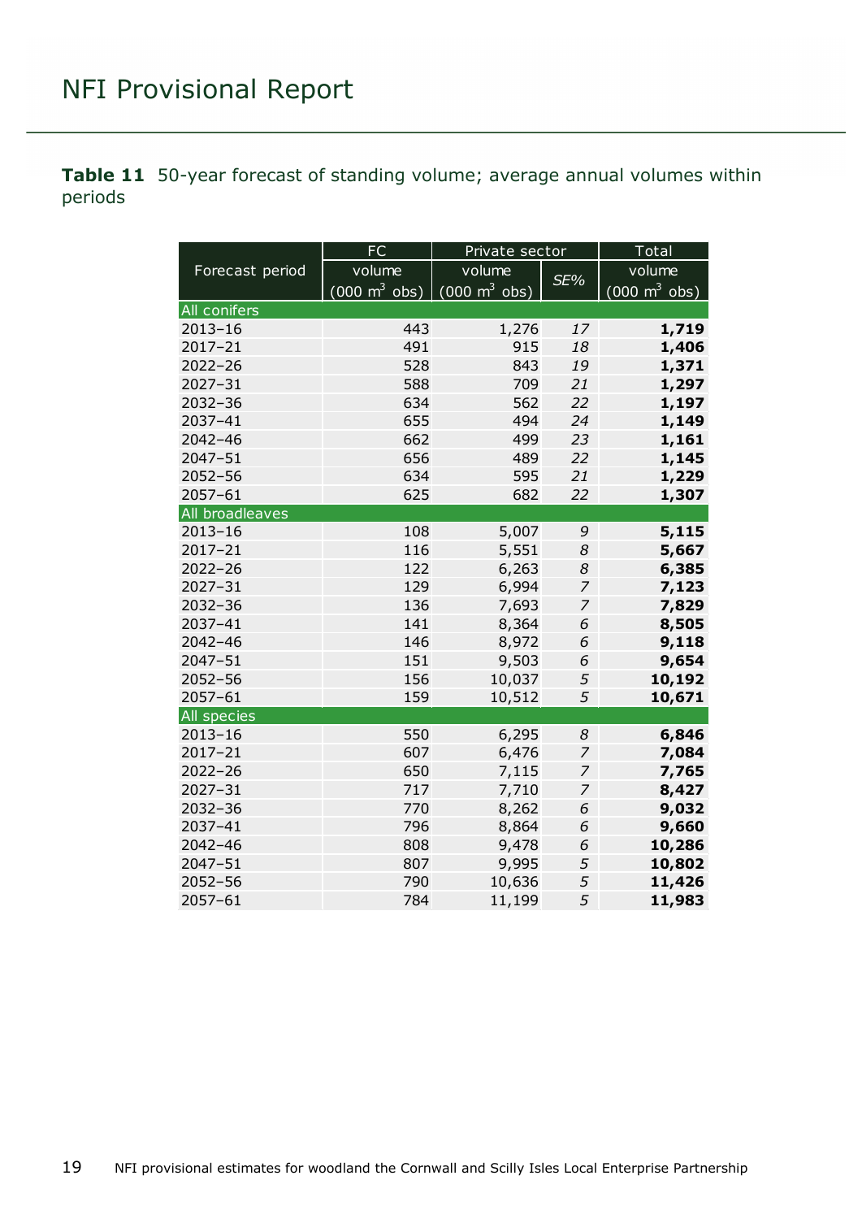# NFI Provisional Report

**Table 11** 50-year forecast of standing volume; average annual volumes within periods

| Forecast period | FC | Private sector | | Total |
|---|---|---|---|---|
| | volume (000 $m^3$ obs) | volume (000 $m^3$ obs) | *SE%* | volume (000 $m^3$ obs) |
| All conifers | | | | |
| 2013–16 | 443 | 1,276 | *17* | **1,719** |
| 2017–21 | 491 | 915 | *18* | **1,406** |
| 2022–26 | 528 | 843 | *19* | **1,371** |
| 2027–31 | 588 | 709 | *21* | **1,297** |
| 2032–36 | 634 | 562 | *22* | **1,197** |
| 2037–41 | 655 | 494 | *24* | **1,149** |
| 2042–46 | 662 | 499 | *23* | **1,161** |
| 2047–51 | 656 | 489 | *22* | **1,145** |
| 2052–56 | 634 | 595 | *21* | **1,229** |
| 2057–61 | 625 | 682 | *22* | **1,307** |
| All broadleaves | | | | |
| 2013–16 | 108 | 5,007 | *9* | **5,115** |
| 2017–21 | 116 | 5,551 | *8* | **5,667** |
| 2022–26 | 122 | 6,263 | *8* | **6,385** |
| 2027–31 | 129 | 6,994 | *7* | **7,123** |
| 2032–36 | 136 | 7,693 | *7* | **7,829** |
| 2037–41 | 141 | 8,364 | *6* | **8,505** |
| 2042–46 | 146 | 8,972 | *6* | **9,118** |
| 2047–51 | 151 | 9,503 | *6* | **9,654** |
| 2052–56 | 156 | 10,037 | *5* | **10,192** |
| 2057–61 | 159 | 10,512 | *5* | **10,671** |
| All species | | | | |
| 2013–16 | 550 | 6,295 | *8* | **6,846** |
| 2017–21 | 607 | 6,476 | *7* | **7,084** |
| 2022–26 | 650 | 7,115 | *7* | **7,765** |
| 2027–31 | 717 | 7,710 | *7* | **8,427** |
| 2032–36 | 770 | 8,262 | *6* | **9,032** |
| 2037–41 | 796 | 8,864 | *6* | **9,660** |
| 2042–46 | 808 | 9,478 | *6* | **10,286** |
| 2047–51 | 807 | 9,995 | *5* | **10,802** |
| 2052–56 | 790 | 10,636 | *5* | **11,426** |
| 2057–61 | 784 | 11,199 | *5* | **11,983** |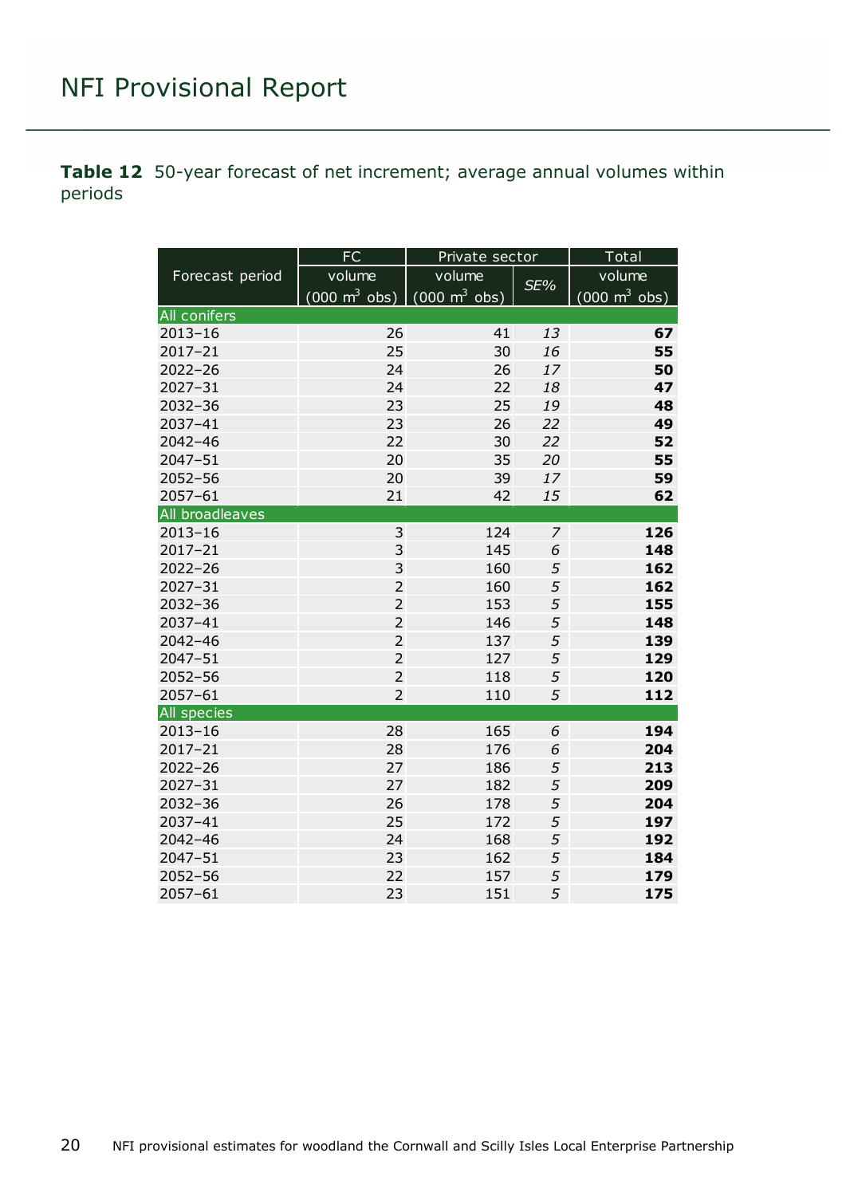**Table 12** 50-year forecast of net increment; average annual volumes within periods

| Forecast period | FC | Private sector | | Total |
|---|---|---|---|---|
| | volume (000 m$^3$ obs) | volume (000 m$^3$ obs) | *SE%* | volume (000 m$^3$ obs) |
| **All conifers** | | | | |
| 2013–16 | 26 | 41 | *13* | **67** |
| 2017–21 | 25 | 30 | *16* | **55** |
| 2022–26 | 24 | 26 | *17* | **50** |
| 2027–31 | 24 | 22 | *18* | **47** |
| 2032–36 | 23 | 25 | *19* | **48** |
| 2037–41 | 23 | 26 | *22* | **49** |
| 2042–46 | 22 | 30 | *22* | **52** |
| 2047–51 | 20 | 35 | *20* | **55** |
| 2052–56 | 20 | 39 | *17* | **59** |
| 2057–61 | 21 | 42 | *15* | **62** |
| **All broadleaves** | | | | |
| 2013–16 | 3 | 124 | *7* | **126** |
| 2017–21 | 3 | 145 | *6* | **148** |
| 2022–26 | 3 | 160 | *5* | **162** |
| 2027–31 | 2 | 160 | *5* | **162** |
| 2032–36 | 2 | 153 | *5* | **155** |
| 2037–41 | 2 | 146 | *5* | **148** |
| 2042–46 | 2 | 137 | *5* | **139** |
| 2047–51 | 2 | 127 | *5* | **129** |
| 2052–56 | 2 | 118 | *5* | **120** |
| 2057–61 | 2 | 110 | *5* | **112** |
| **All species** | | | | |
| 2013–16 | 28 | 165 | *6* | **194** |
| 2017–21 | 28 | 176 | *6* | **204** |
| 2022–26 | 27 | 186 | *5* | **213** |
| 2027–31 | 27 | 182 | *5* | **209** |
| 2032–36 | 26 | 178 | *5* | **204** |
| 2037–41 | 25 | 172 | *5* | **197** |
| 2042–46 | 24 | 168 | *5* | **192** |
| 2047–51 | 23 | 162 | *5* | **184** |
| 2052–56 | 22 | 157 | *5* | **179** |
| 2057–61 | 23 | 151 | *5* | **175** |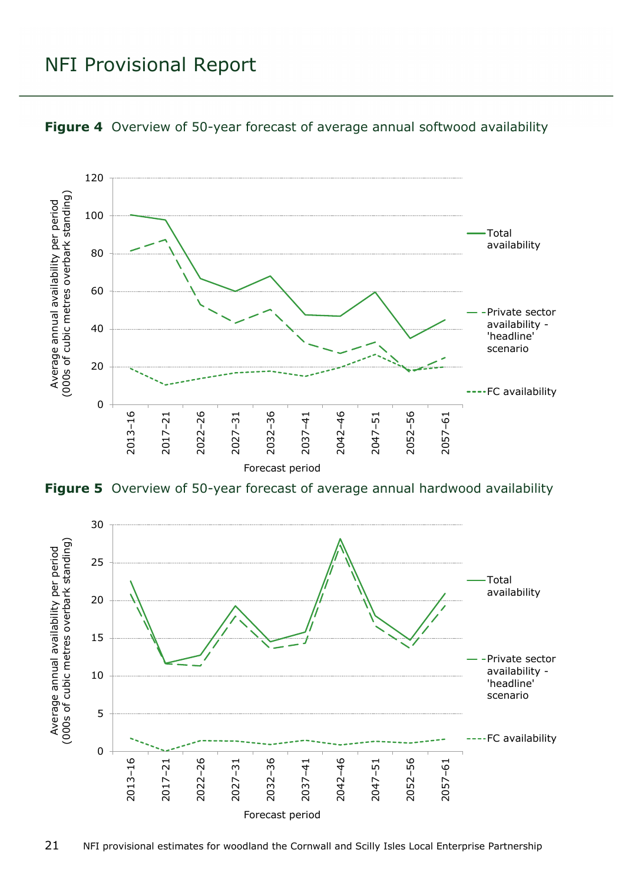**Figure 4** Overview of 50-year forecast of average annual softwood availability

**Figure 5** Overview of 50-year forecast of average annual hardwood availability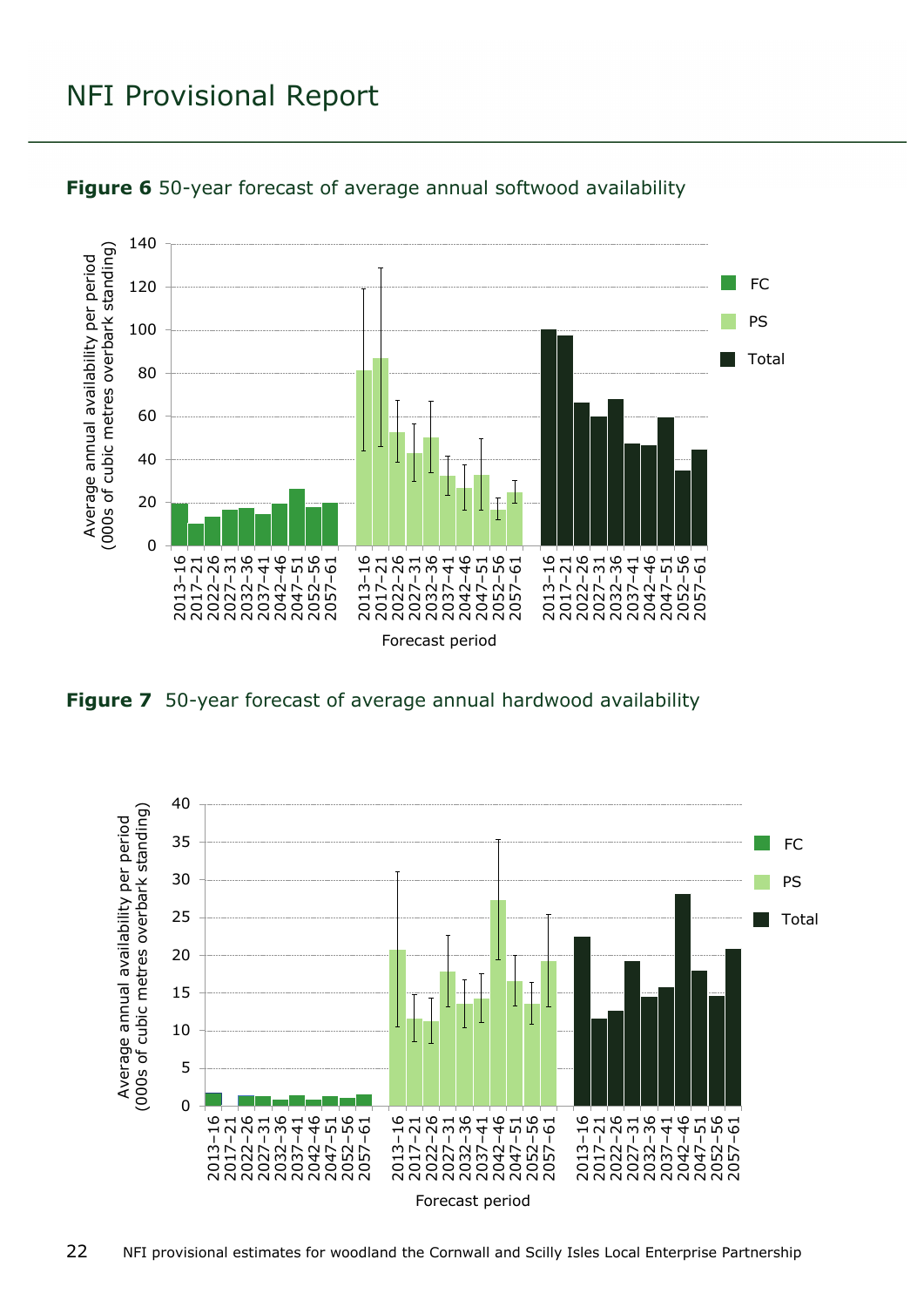**Figure 6** 50-year forecast of average annual softwood availability

**Figure 7** 50-year forecast of average annual hardwood availability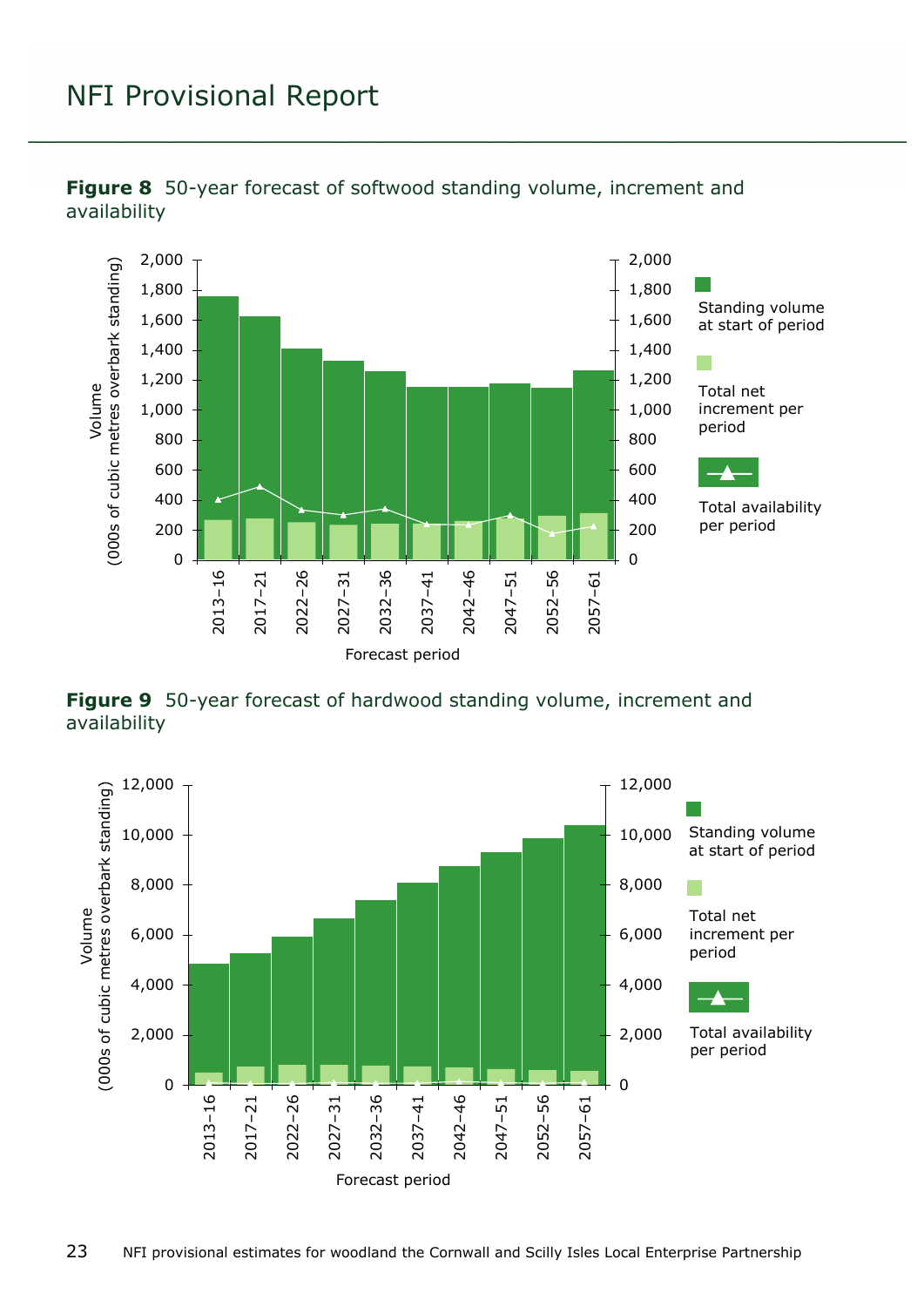**Figure 8** 50-year forecast of softwood standing volume, increment and availability

**Figure 9** 50-year forecast of hardwood standing volume, increment and availability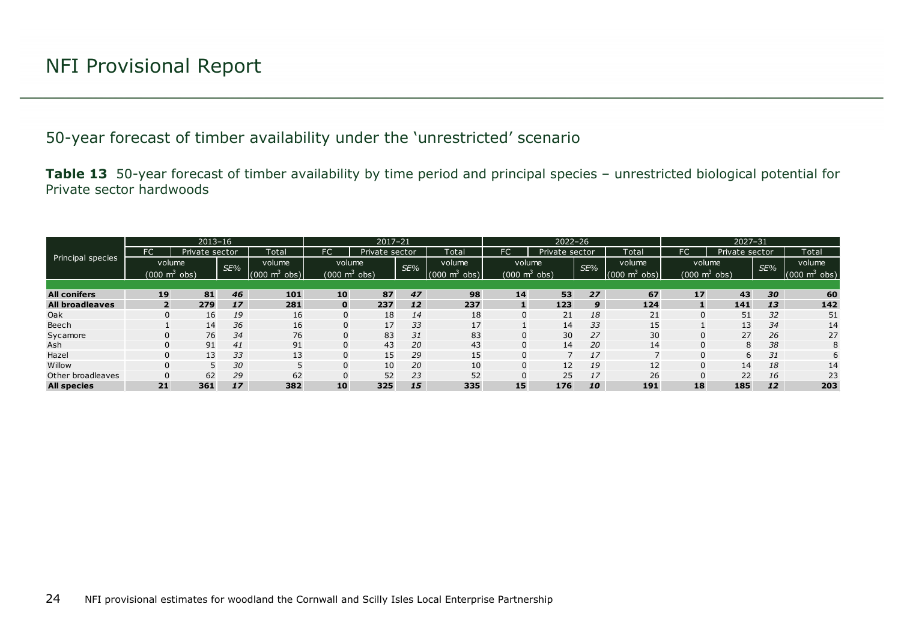## 50-year forecast of timber availability under the 'unrestricted' scenario

**Table 13** 50-year forecast of timber availability by time period and principal species – unrestricted biological potential for Private sector hardwoods

| Principal species | 2013–16 | | | | 2017–21 | | | | 2022–26 | | | | 2027–31 | | | |
|---|---|---|---|---|---|---|---|---|---|---|---|---|---|---|---|---|
| | FC | Private sector | | Total | FC | Private sector | | Total | FC | Private sector | | Total | FC | Private sector | | Total |
| | volume ($000\ m^3$ obs) | | SE% | volume ($000\ m^3$ obs) | volume ($000\ m^3$ obs) | | SE% | volume ($000\ m^3$ obs) | volume ($000\ m^3$ obs) | | SE% | volume ($000\ m^3$ obs) | volume ($000\ m^3$ obs) | | SE% | volume ($000\ m^3$ obs) |
| **All conifers** | **19** | **81** | ***46*** | **101** | **10** | **87** | ***47*** | **98** | **14** | **53** | ***27*** | **67** | **17** | **43** | ***30*** | **60** |
| **All broadleaves** | **2** | **279** | ***17*** | **281** | **0** | **237** | ***12*** | **237** | **1** | **123** | ***9*** | **124** | **1** | **141** | ***13*** | **142** |
| Oak | 0 | 16 | *19* | 16 | 0 | 18 | *14* | 18 | 0 | 21 | *18* | 21 | 0 | 51 | *32* | 51 |
| Beech | 1 | 14 | *36* | 16 | 0 | 17 | *33* | 17 | 1 | 14 | *33* | 15 | 1 | 13 | *34* | 14 |
| Sycamore | 0 | 76 | *34* | 76 | 0 | 83 | *31* | 83 | 0 | 30 | *27* | 30 | 0 | 27 | *26* | 27 |
| Ash | 0 | 91 | *41* | 91 | 0 | 43 | *20* | 43 | 0 | 14 | *20* | 14 | 0 | 8 | *38* | 8 |
| Hazel | 0 | 13 | *33* | 13 | 0 | 15 | *29* | 15 | 0 | 7 | *17* | 7 | 0 | 6 | *31* | 6 |
| Willow | 0 | 5 | *30* | 5 | 0 | 10 | *20* | 10 | 0 | 12 | *19* | 12 | 0 | 14 | *18* | 14 |
| Other broadleaves | 0 | 62 | *29* | 62 | 0 | 52 | *23* | 52 | 0 | 25 | *17* | 26 | 0 | 22 | *16* | 23 |
| **All species** | **21** | **361** | ***17*** | **382** | **10** | **325** | ***15*** | **335** | **15** | **176** | ***10*** | **191** | **18** | **185** | ***12*** | **203** |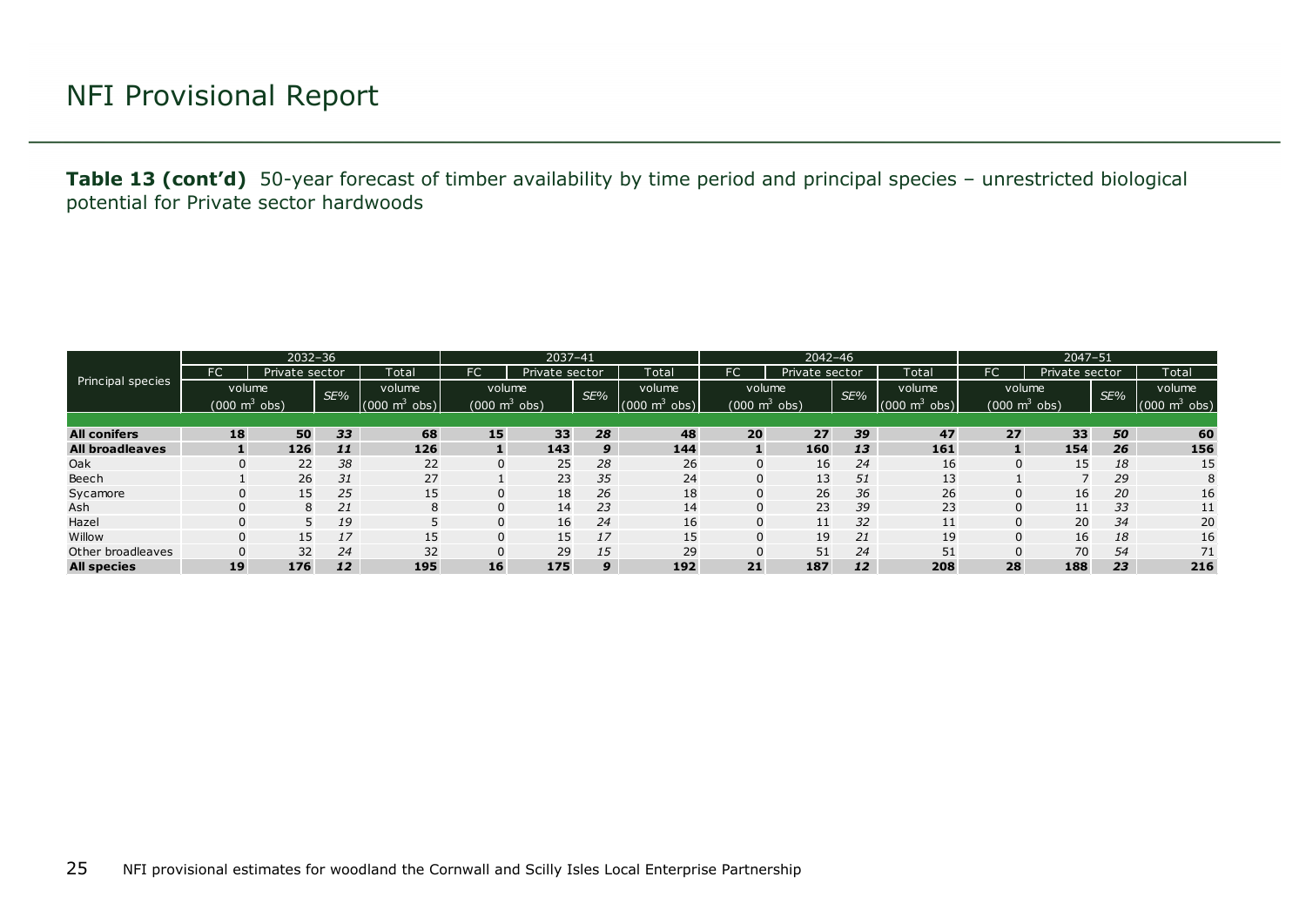# NFI Provisional Report

**Table 13 (cont'd)** 50-year forecast of timber availability by time period and principal species – unrestricted biological potential for Private sector hardwoods

| Principal species | 2032–36 | | | | 2037–41 | | | | 2042–46 | | | | 2047–51 | | | |
|---|---|---|---|---|---|---|---|---|---|---|---|---|---|---|---|---|
| | FC | Private sector | | Total | FC | Private sector | | Total | FC | Private sector | | Total | FC | Private sector | | Total |
| | volume (000 $m^3$ obs) | | SE% | volume (000 $m^3$ obs) | volume (000 $m^3$ obs) | | SE% | volume (000 $m^3$ obs) | volume (000 $m^3$ obs) | | SE% | volume (000 $m^3$ obs) | volume (000 $m^3$ obs) | | SE% | volume (000 $m^3$ obs) |
| **All conifers** | **18** | **50** | ***33*** | **68** | **15** | **33** | ***28*** | **48** | **20** | **27** | ***39*** | **47** | **27** | **33** | ***50*** | **60** |
| **All broadleaves** | **1** | **126** | ***11*** | **126** | **1** | **143** | ***9*** | **144** | **1** | **160** | ***13*** | **161** | **1** | **154** | ***26*** | **156** |
| Oak | 0 | 22 | *38* | 22 | 0 | 25 | *28* | 26 | 0 | 16 | *24* | 16 | 0 | 15 | *18* | 15 |
| Beech | 1 | 26 | *31* | 27 | 1 | 23 | *35* | 24 | 0 | 13 | *51* | 13 | 1 | 7 | *29* | 8 |
| Sycamore | 0 | 15 | *25* | 15 | 0 | 18 | *26* | 18 | 0 | 26 | *36* | 26 | 0 | 16 | *20* | 16 |
| Ash | 0 | 8 | *21* | 8 | 0 | 14 | *23* | 14 | 0 | 23 | *39* | 23 | 0 | 11 | *33* | 11 |
| Hazel | 0 | 5 | *19* | 5 | 0 | 16 | *24* | 16 | 0 | 11 | *32* | 11 | 0 | 20 | *34* | 20 |
| Willow | 0 | 15 | *17* | 15 | 0 | 15 | *17* | 15 | 0 | 19 | *21* | 19 | 0 | 16 | *18* | 16 |
| Other broadleaves | 0 | 32 | *24* | 32 | 0 | 29 | *15* | 29 | 0 | 51 | *24* | 51 | 0 | 70 | *54* | 71 |
| **All species** | **19** | **176** | ***12*** | **195** | **16** | **175** | ***9*** | **192** | **21** | **187** | ***12*** | **208** | **28** | **188** | ***23*** | **216** |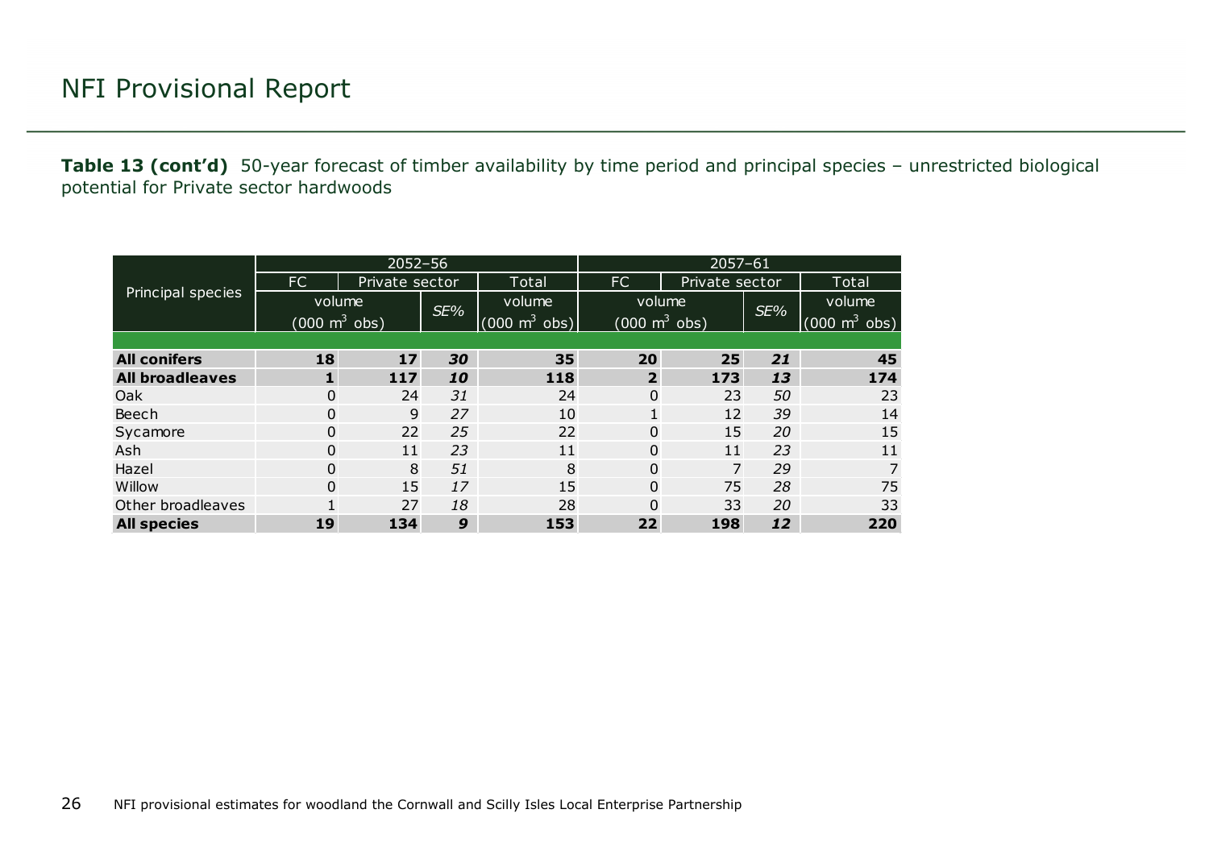**Table 13 (cont'd)** 50-year forecast of timber availability by time period and principal species – unrestricted biological potential for Private sector hardwoods

| Principal species | 2052–56 | | | | 2057–61 | | | |
|---|---|---|---|---|---|---|---|---|
| | FC | Private sector | | Total | FC | Private sector | | Total |
| | volume (000 $m^3$ obs) | | *SE%* | volume (000 $m^3$ obs) | volume (000 $m^3$ obs) | | *SE%* | volume (000 $m^3$ obs) |
| **All conifers** | **18** | **17** | ***30*** | **35** | **20** | **25** | ***21*** | **45** |
| **All broadleaves** | **1** | **117** | ***10*** | **118** | **2** | **173** | ***13*** | **174** |
| Oak | 0 | 24 | *31* | 24 | 0 | 23 | *50* | 23 |
| Beech | 0 | 9 | *27* | 10 | 1 | 12 | *39* | 14 |
| Sycamore | 0 | 22 | *25* | 22 | 0 | 15 | *20* | 15 |
| Ash | 0 | 11 | *23* | 11 | 0 | 11 | *23* | 11 |
| Hazel | 0 | 8 | *51* | 8 | 0 | 7 | *29* | 7 |
| Willow | 0 | 15 | *17* | 15 | 0 | 75 | *28* | 75 |
| Other broadleaves | 1 | 27 | *18* | 28 | 0 | 33 | *20* | 33 |
| **All species** | **19** | **134** | ***9*** | **153** | **22** | **198** | ***12*** | **220** |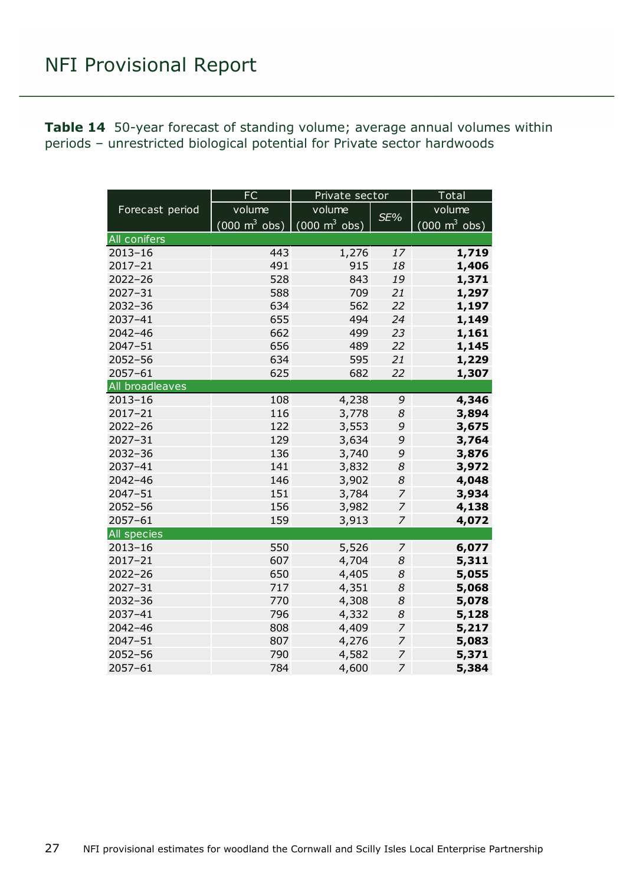**Table 14** 50-year forecast of standing volume; average annual volumes within periods – unrestricted biological potential for Private sector hardwoods

| Forecast period | FC volume (000 m$^3$ obs) | Private sector volume (000 m$^3$ obs) | Private sector *SE%* | Total volume (000 m$^3$ obs) |
|---|---|---|---|---|
| All conifers | | | | |
| 2013–16 | 443 | 1,276 | *17* | **1,719** |
| 2017–21 | 491 | 915 | *18* | **1,406** |
| 2022–26 | 528 | 843 | *19* | **1,371** |
| 2027–31 | 588 | 709 | *21* | **1,297** |
| 2032–36 | 634 | 562 | *22* | **1,197** |
| 2037–41 | 655 | 494 | *24* | **1,149** |
| 2042–46 | 662 | 499 | *23* | **1,161** |
| 2047–51 | 656 | 489 | *22* | **1,145** |
| 2052–56 | 634 | 595 | *21* | **1,229** |
| 2057–61 | 625 | 682 | *22* | **1,307** |
| All broadleaves | | | | |
| 2013–16 | 108 | 4,238 | *9* | **4,346** |
| 2017–21 | 116 | 3,778 | *8* | **3,894** |
| 2022–26 | 122 | 3,553 | *9* | **3,675** |
| 2027–31 | 129 | 3,634 | *9* | **3,764** |
| 2032–36 | 136 | 3,740 | *9* | **3,876** |
| 2037–41 | 141 | 3,832 | *8* | **3,972** |
| 2042–46 | 146 | 3,902 | *8* | **4,048** |
| 2047–51 | 151 | 3,784 | *7* | **3,934** |
| 2052–56 | 156 | 3,982 | *7* | **4,138** |
| 2057–61 | 159 | 3,913 | *7* | **4,072** |
| All species | | | | |
| 2013–16 | 550 | 5,526 | *7* | **6,077** |
| 2017–21 | 607 | 4,704 | *8* | **5,311** |
| 2022–26 | 650 | 4,405 | *8* | **5,055** |
| 2027–31 | 717 | 4,351 | *8* | **5,068** |
| 2032–36 | 770 | 4,308 | *8* | **5,078** |
| 2037–41 | 796 | 4,332 | *8* | **5,128** |
| 2042–46 | 808 | 4,409 | *7* | **5,217** |
| 2047–51 | 807 | 4,276 | *7* | **5,083** |
| 2052–56 | 790 | 4,582 | *7* | **5,371** |
| 2057–61 | 784 | 4,600 | *7* | **5,384** |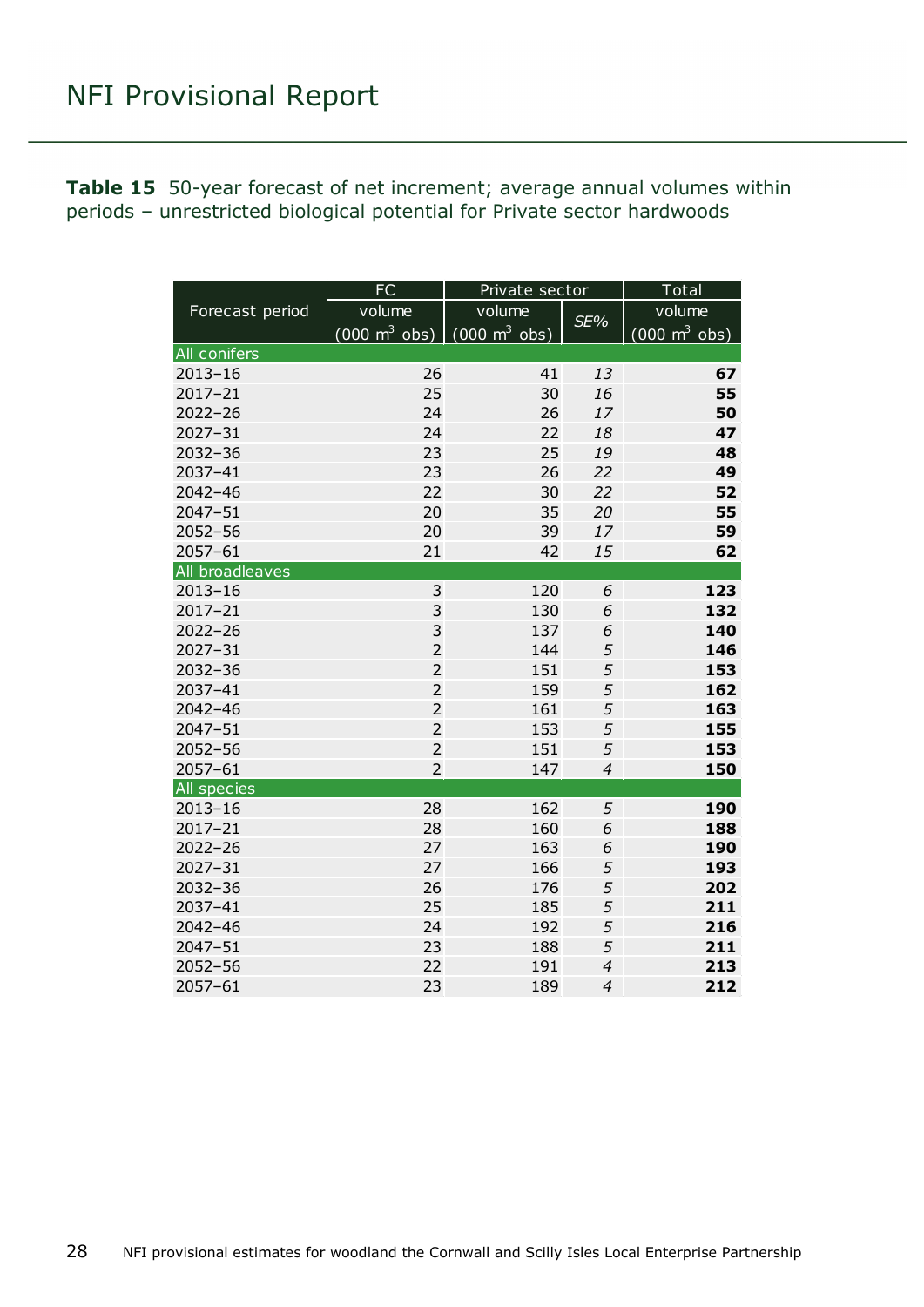**Table 15** 50-year forecast of net increment; average annual volumes within periods – unrestricted biological potential for Private sector hardwoods

| Forecast period | FC | Private sector | | Total |
|---|---|---|---|---|
| | volume (000 m$^3$ obs) | volume (000 m$^3$ obs) | *SE%* | volume (000 m$^3$ obs) |
| All conifers | | | | |
| 2013–16 | 26 | 41 | *13* | **67** |
| 2017–21 | 25 | 30 | *16* | **55** |
| 2022–26 | 24 | 26 | *17* | **50** |
| 2027–31 | 24 | 22 | *18* | **47** |
| 2032–36 | 23 | 25 | *19* | **48** |
| 2037–41 | 23 | 26 | *22* | **49** |
| 2042–46 | 22 | 30 | *22* | **52** |
| 2047–51 | 20 | 35 | *20* | **55** |
| 2052–56 | 20 | 39 | *17* | **59** |
| 2057–61 | 21 | 42 | *15* | **62** |
| All broadleaves | | | | |
| 2013–16 | 3 | 120 | *6* | **123** |
| 2017–21 | 3 | 130 | *6* | **132** |
| 2022–26 | 3 | 137 | *6* | **140** |
| 2027–31 | 2 | 144 | *5* | **146** |
| 2032–36 | 2 | 151 | *5* | **153** |
| 2037–41 | 2 | 159 | *5* | **162** |
| 2042–46 | 2 | 161 | *5* | **163** |
| 2047–51 | 2 | 153 | *5* | **155** |
| 2052–56 | 2 | 151 | *5* | **153** |
| 2057–61 | 2 | 147 | *4* | **150** |
| All species | | | | |
| 2013–16 | 28 | 162 | *5* | **190** |
| 2017–21 | 28 | 160 | *6* | **188** |
| 2022–26 | 27 | 163 | *6* | **190** |
| 2027–31 | 27 | 166 | *5* | **193** |
| 2032–36 | 26 | 176 | *5* | **202** |
| 2037–41 | 25 | 185 | *5* | **211** |
| 2042–46 | 24 | 192 | *5* | **216** |
| 2047–51 | 23 | 188 | *5* | **211** |
| 2052–56 | 22 | 191 | *4* | **213** |
| 2057–61 | 23 | 189 | *4* | **212** |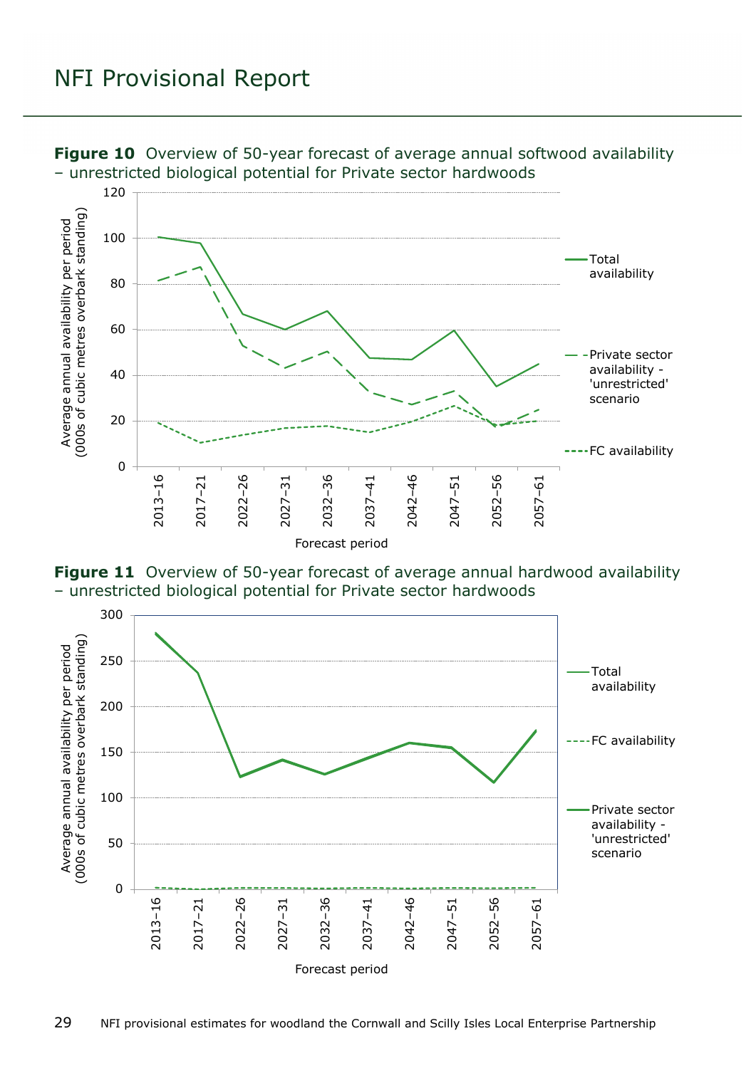**Figure 10** Overview of 50-year forecast of average annual softwood availability – unrestricted biological potential for Private sector hardwoods

**Figure 11** Overview of 50-year forecast of average annual hardwood availability – unrestricted biological potential for Private sector hardwoods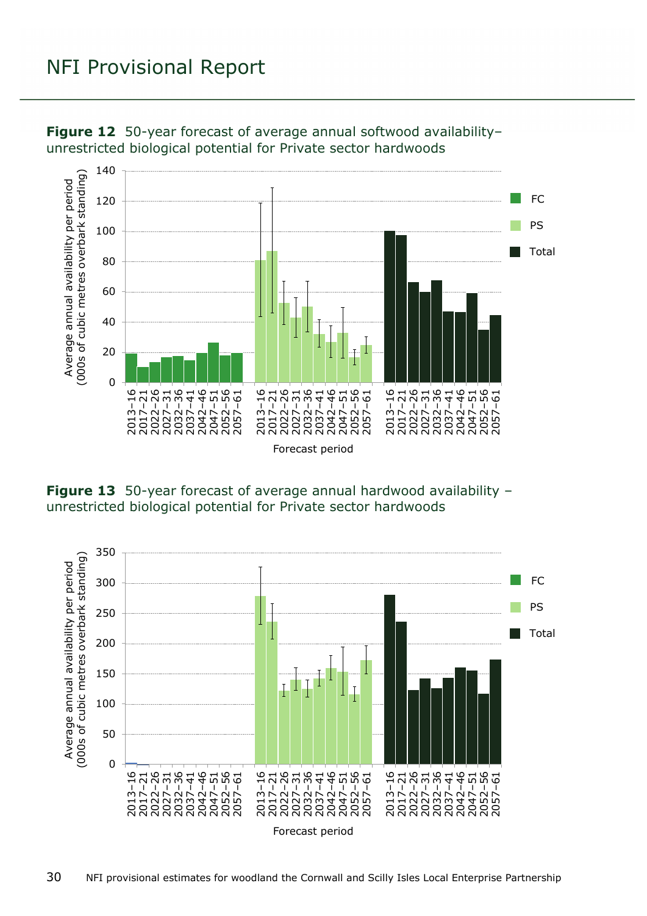# NFI Provisional Report

**Figure 12** 50-year forecast of average annual softwood availability– unrestricted biological potential for Private sector hardwoods

**Figure 13** 50-year forecast of average annual hardwood availability – unrestricted biological potential for Private sector hardwoods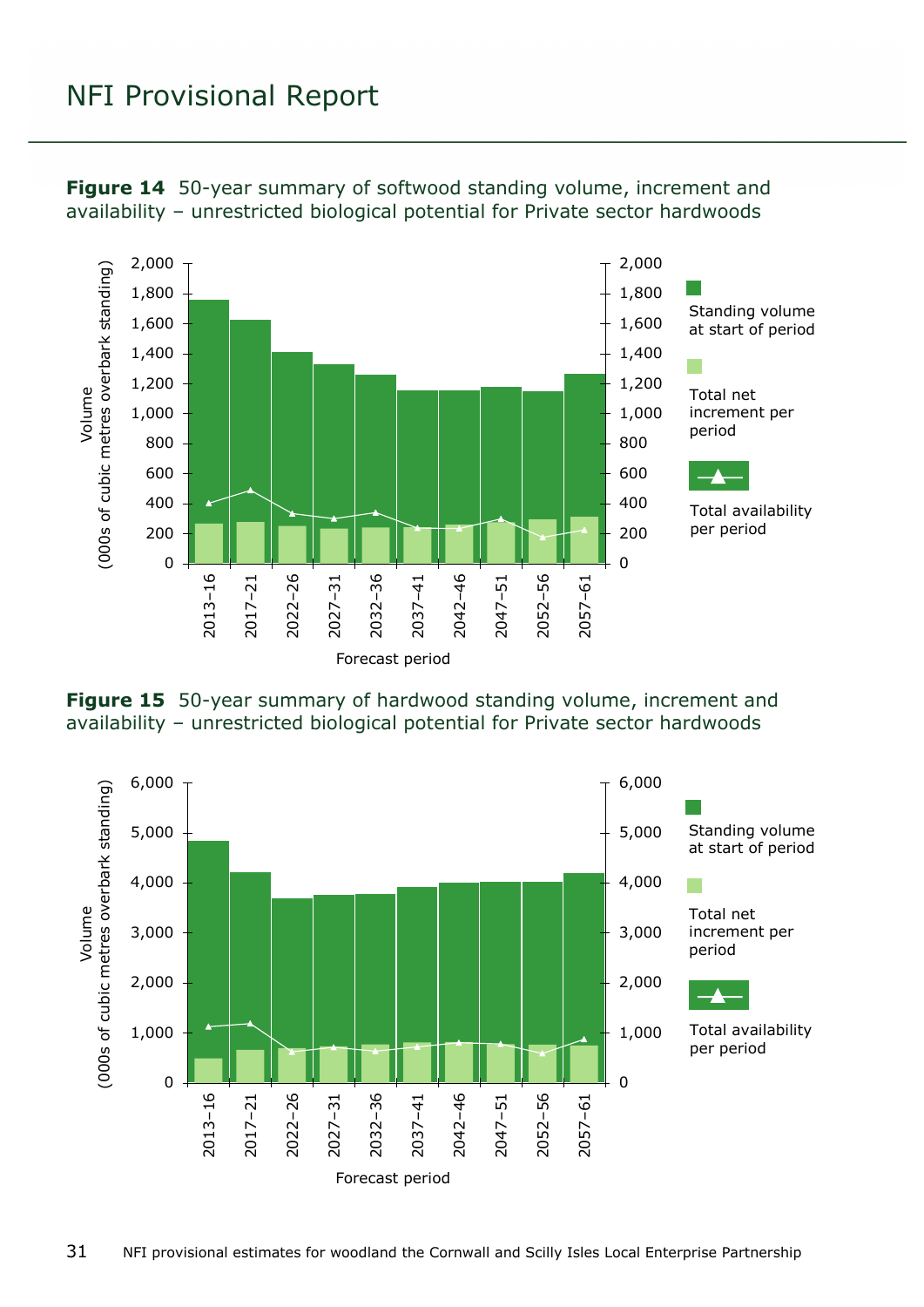**Figure 14** 50-year summary of softwood standing volume, increment and availability – unrestricted biological potential for Private sector hardwoods

**Figure 15** 50-year summary of hardwood standing volume, increment and availability – unrestricted biological potential for Private sector hardwoods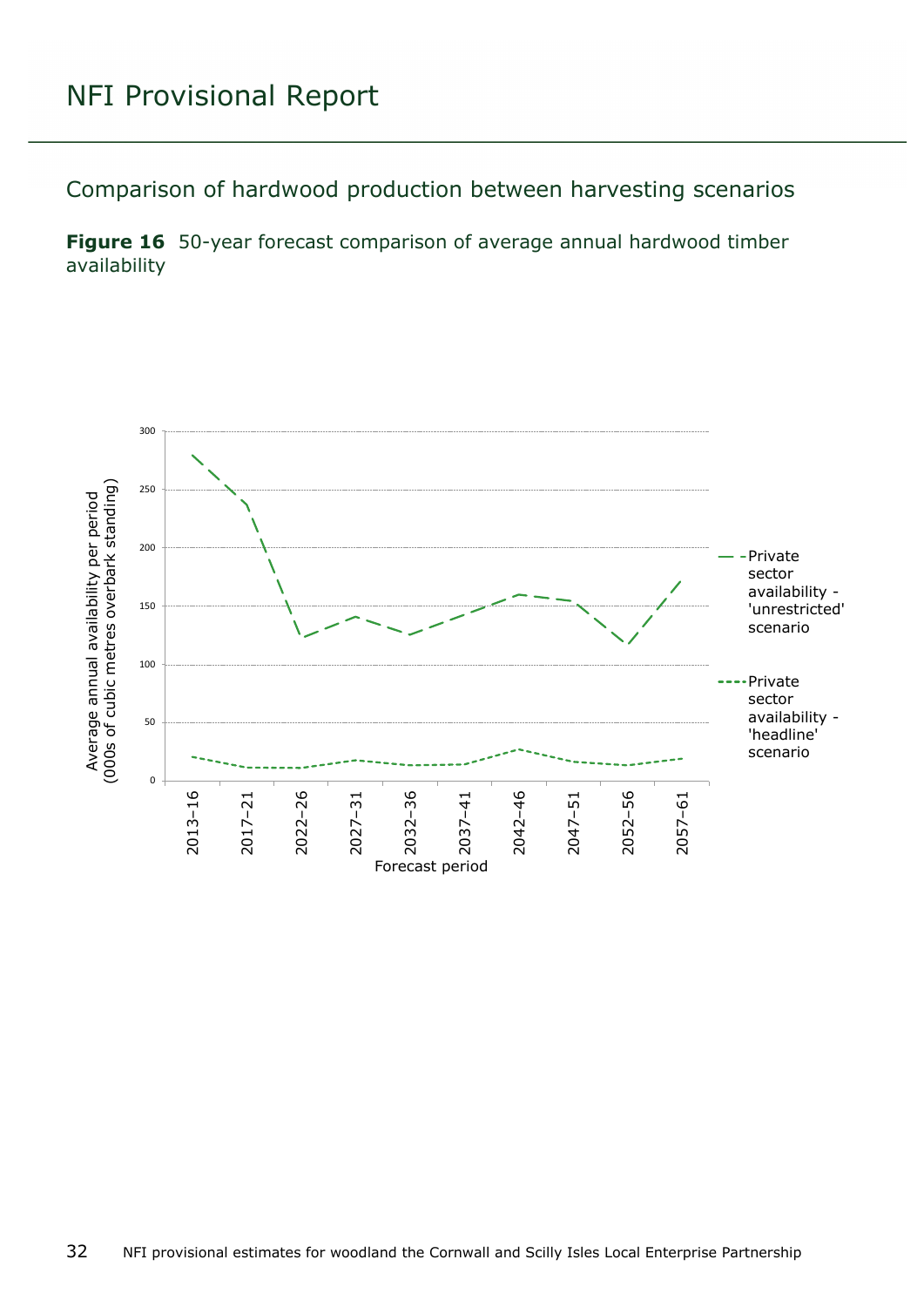# NFI Provisional Report

## Comparison of hardwood production between harvesting scenarios

**Figure 16** 50-year forecast comparison of average annual hardwood timber availability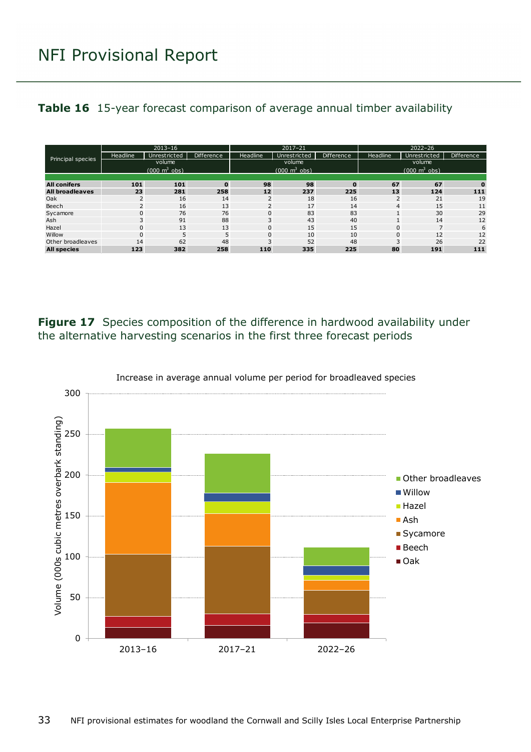**Table 16** 15-year forecast comparison of average annual timber availability

| Principal species | 2013–16 | | | 2017–21 | | | 2022–26 | | |
|---|---|---|---|---|---|---|---|---|---|
| | Headline | Unrestricted | Difference | Headline | Unrestricted | Difference | Headline | Unrestricted | Difference |
| | volume (000 m³ obs) | | | volume (000 m³ obs) | | | volume (000 m³ obs) | | |
| **All conifers** | **101** | **101** | **0** | **98** | **98** | **0** | **67** | **67** | **0** |
| **All broadleaves** | **23** | **281** | **258** | **12** | **237** | **225** | **13** | **124** | **111** |
| Oak | 2 | 16 | 14 | 2 | 18 | 16 | 2 | 21 | 19 |
| Beech | 2 | 16 | 13 | 2 | 17 | 14 | 4 | 15 | 11 |
| Sycamore | 0 | 76 | 76 | 0 | 83 | 83 | 1 | 30 | 29 |
| Ash | 3 | 91 | 88 | 3 | 43 | 40 | 1 | 14 | 12 |
| Hazel | 0 | 13 | 13 | 0 | 15 | 15 | 0 | 7 | 6 |
| Willow | 0 | 5 | 5 | 0 | 10 | 10 | 0 | 12 | 12 |
| Other broadleaves | 14 | 62 | 48 | 3 | 52 | 48 | 3 | 26 | 22 |
| **All species** | **123** | **382** | **258** | **110** | **335** | **225** | **80** | **191** | **111** |

**Figure 17** Species composition of the difference in hardwood availability under the alternative harvesting scenarios in the first three forecast periods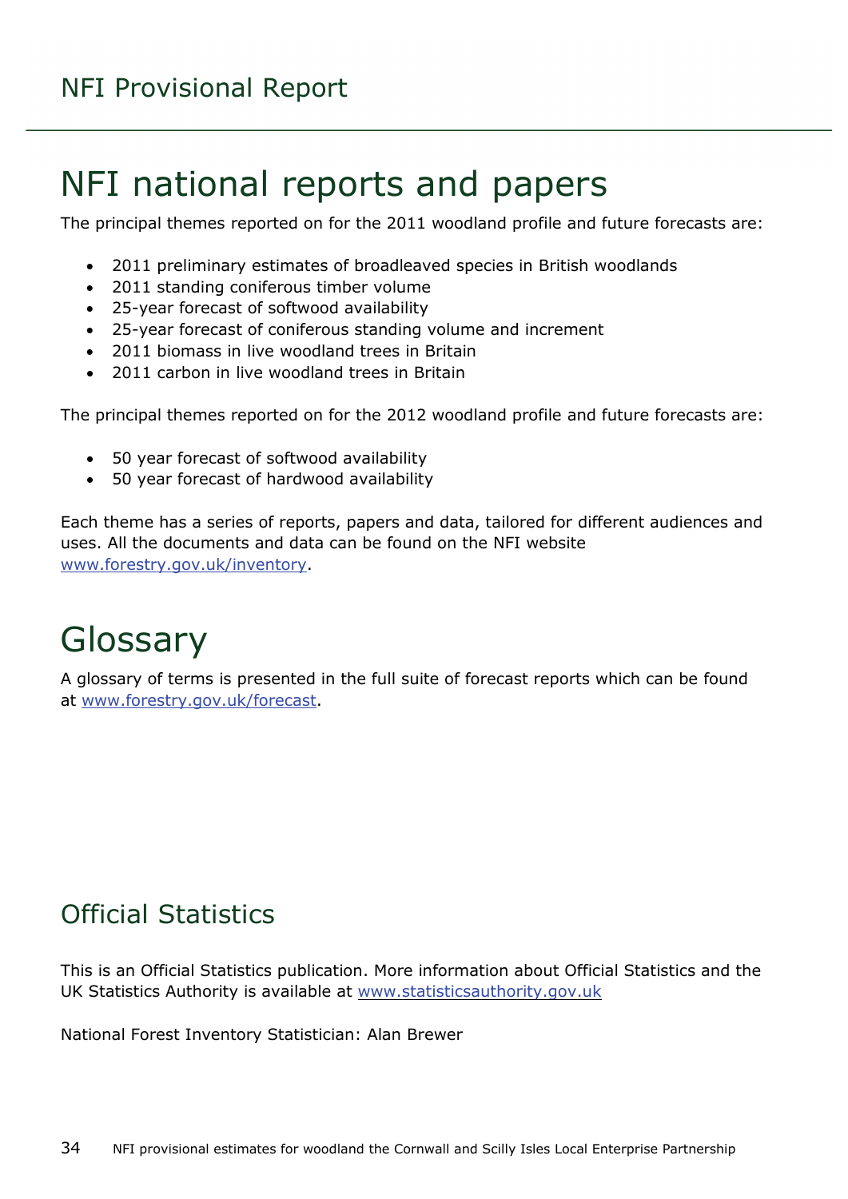# NFI national reports and papers

The principal themes reported on for the 2011 woodland profile and future forecasts are:

- 2011 preliminary estimates of broadleaved species in British woodlands
- 2011 standing coniferous timber volume
- 25-year forecast of softwood availability
- 25-year forecast of coniferous standing volume and increment
- 2011 biomass in live woodland trees in Britain
- 2011 carbon in live woodland trees in Britain

The principal themes reported on for the 2012 woodland profile and future forecasts are:

- 50 year forecast of softwood availability
- 50 year forecast of hardwood availability

Each theme has a series of reports, papers and data, tailored for different audiences and uses. All the documents and data can be found on the NFI website www.forestry.gov.uk/inventory.

# Glossary

A glossary of terms is presented in the full suite of forecast reports which can be found at www.forestry.gov.uk/forecast.

## Official Statistics

This is an Official Statistics publication. More information about Official Statistics and the UK Statistics Authority is available at www.statisticsauthority.gov.uk

National Forest Inventory Statistician: Alan Brewer